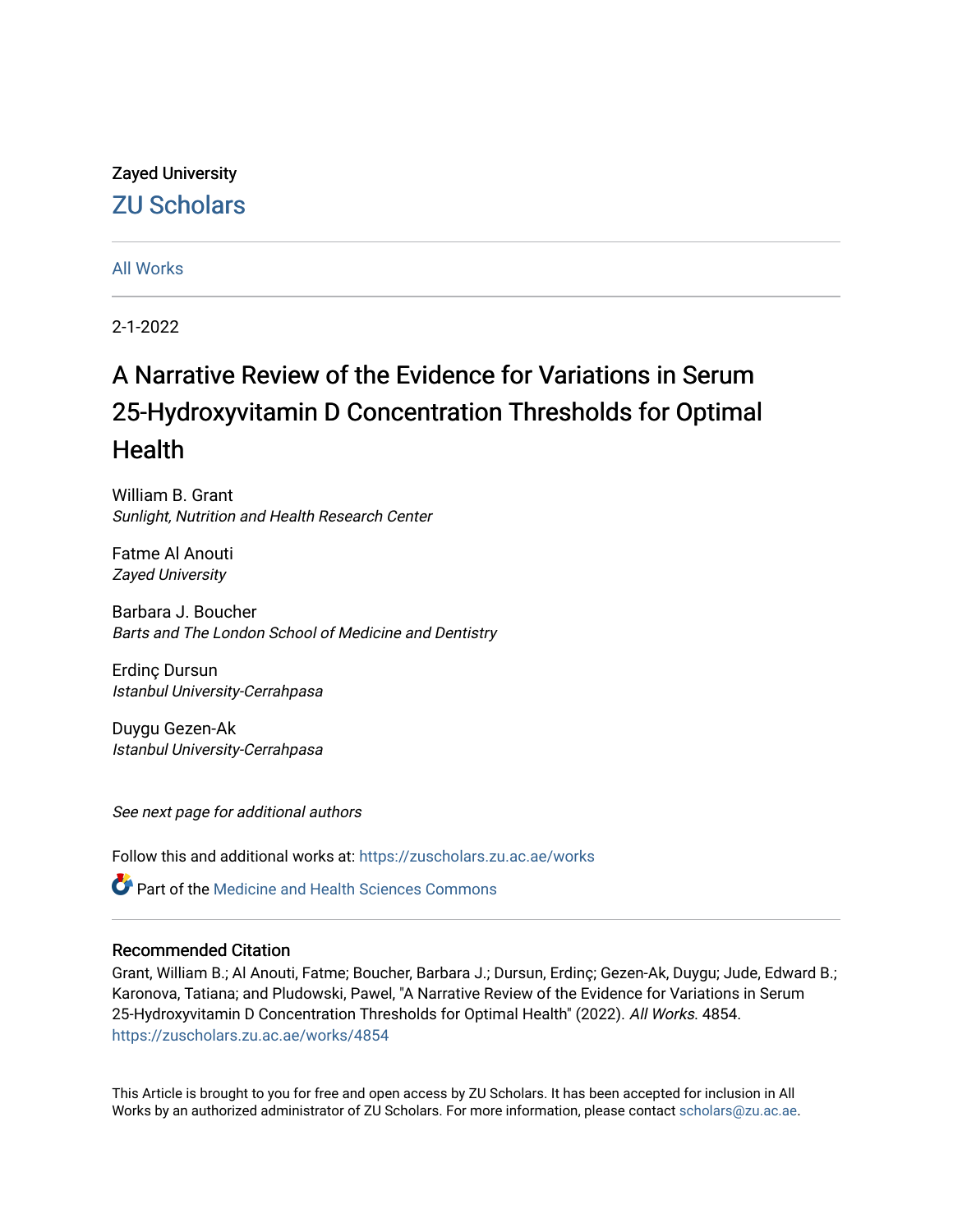Zayed University

## ZU Scholars

All Works

2-1-2022

# A Narrative Review of the Evidence for Variations in Serum 25-Hydroxyvitamin D Concentration Thresholds for Optimal Health

William B. Grant
*Sunlight, Nutrition and Health Research Center*

Fatme Al Anouti
*Zayed University*

Barbara J. Boucher
*Barts and The London School of Medicine and Dentistry*

Erdinç Dursun
*Istanbul University-Cerrahpasa*

Duygu Gezen-Ak
*Istanbul University-Cerrahpasa*

*See next page for additional authors*

Follow this and additional works at: https://zuscholars.zu.ac.ae/works

Part of the Medicine and Health Sciences Commons

### Recommended Citation

Grant, William B.; Al Anouti, Fatme; Boucher, Barbara J.; Dursun, Erdinç; Gezen-Ak, Duygu; Jude, Edward B.; Karonova, Tatiana; and Pludowski, Pawel, "A Narrative Review of the Evidence for Variations in Serum 25-Hydroxyvitamin D Concentration Thresholds for Optimal Health" (2022). *All Works*. 4854.
https://zuscholars.zu.ac.ae/works/4854

This Article is brought to you for free and open access by ZU Scholars. It has been accepted for inclusion in All Works by an authorized administrator of ZU Scholars. For more information, please contact scholars@zu.ac.ae.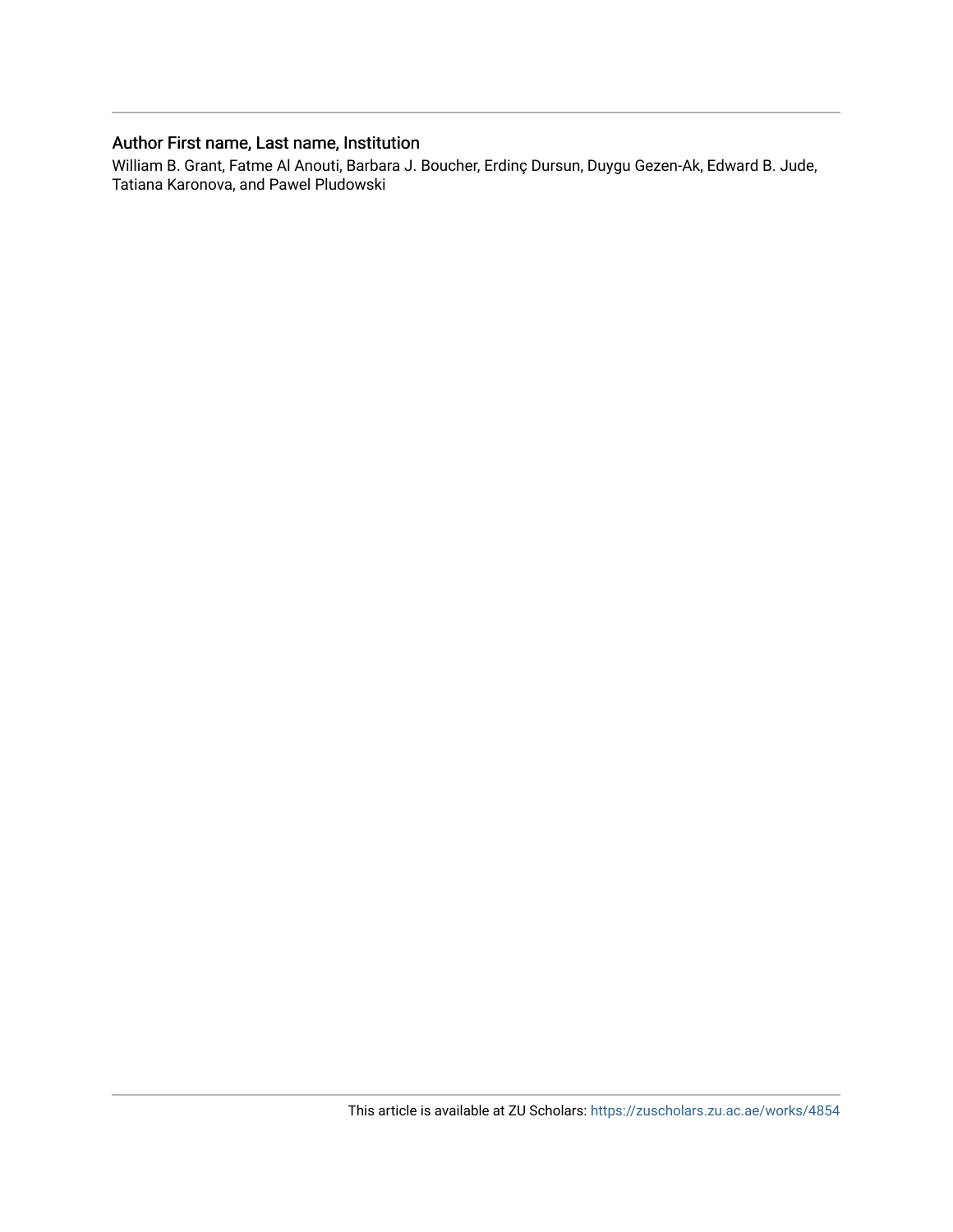## Author First name, Last name, Institution

William B. Grant, Fatme Al Anouti, Barbara J. Boucher, Erdinç Dursun, Duygu Gezen-Ak, Edward B. Jude, Tatiana Karonova, and Pawel Pludowski

This article is available at ZU Scholars: https://zuscholars.zu.ac.ae/works/4854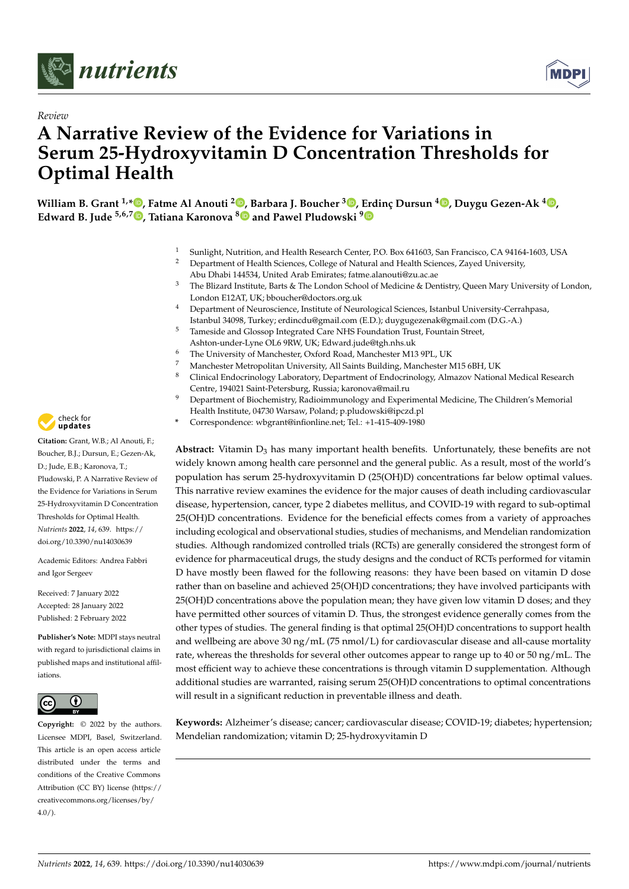*Review*

# A Narrative Review of the Evidence for Variations in Serum 25-Hydroxyvitamin D Concentration Thresholds for Optimal Health

**William B. Grant [1,*], Fatme Al Anouti [2], Barbara J. Boucher [3], Erdinç Dursun [4], Duygu Gezen-Ak [4], Edward B. Jude [5,6,7], Tatiana Karonova [8] and Pawel Pludowski [9]**

[1] Sunlight, Nutrition, and Health Research Center, P.O. Box 641603, San Francisco, CA 94164-1603, USA
[2] Department of Health Sciences, College of Natural and Health Sciences, Zayed University, Abu Dhabi 144534, United Arab Emirates; fatme.alanouti@zu.ac.ae
[3] The Blizard Institute, Barts & The London School of Medicine & Dentistry, Queen Mary University of London, London E12AT, UK; bboucher@doctors.org.uk
[4] Department of Neuroscience, Institute of Neurological Sciences, Istanbul University-Cerrahpasa, Istanbul 34098, Turkey; erdincdu@gmail.com (E.D.); duygugezenak@gmail.com (D.G.-A.)
[5] Tameside and Glossop Integrated Care NHS Foundation Trust, Fountain Street, Ashton-under-Lyne OL6 9RW, UK; Edward.jude@tgh.nhs.uk
[6] The University of Manchester, Oxford Road, Manchester M13 9PL, UK
[7] Manchester Metropolitan University, All Saints Building, Manchester M15 6BH, UK
[8] Clinical Endocrinology Laboratory, Department of Endocrinology, Almazov National Medical Research Centre, 194021 Saint-Petersburg, Russia; karonova@mail.ru
[9] Department of Biochemistry, Radioimmunology and Experimental Medicine, The Children's Memorial Health Institute, 04730 Warsaw, Poland; p.pludowski@ipczd.pl
\* Correspondence: wbgrant@infionline.net; Tel.: +1-415-409-1980

**Abstract:** Vitamin $D_3$ has many important health benefits. Unfortunately, these benefits are not widely known among health care personnel and the general public. As a result, most of the world's population has serum 25-hydroxyvitamin D (25(OH)D) concentrations far below optimal values. This narrative review examines the evidence for the major causes of death including cardiovascular disease, hypertension, cancer, type 2 diabetes mellitus, and COVID-19 with regard to sub-optimal 25(OH)D concentrations. Evidence for the beneficial effects comes from a variety of approaches including ecological and observational studies, studies of mechanisms, and Mendelian randomization studies. Although randomized controlled trials (RCTs) are generally considered the strongest form of evidence for pharmaceutical drugs, the study designs and the conduct of RCTs performed for vitamin D have mostly been flawed for the following reasons: they have been based on vitamin D dose rather than on baseline and achieved 25(OH)D concentrations; they have involved participants with 25(OH)D concentrations above the population mean; they have given low vitamin D doses; and they have permitted other sources of vitamin D. Thus, the strongest evidence generally comes from the other types of studies. The general finding is that optimal 25(OH)D concentrations to support health and wellbeing are above 30 ng/mL (75 nmol/L) for cardiovascular disease and all-cause mortality rate, whereas the thresholds for several other outcomes appear to range up to 40 or 50 ng/mL. The most efficient way to achieve these concentrations is through vitamin D supplementation. Although additional studies are warranted, raising serum 25(OH)D concentrations to optimal concentrations will result in a significant reduction in preventable illness and death.

**Keywords:** Alzheimer's disease; cancer; cardiovascular disease; COVID-19; diabetes; hypertension; Mendelian randomization; vitamin D; 25-hydroxyvitamin D

**Citation:** Grant, W.B.; Al Anouti, F.; Boucher, B.J.; Dursun, E.; Gezen-Ak, D.; Jude, E.B.; Karonova, T.; Pludowski, P. A Narrative Review of the Evidence for Variations in Serum 25-Hydroxyvitamin D Concentration Thresholds for Optimal Health. *Nutrients* **2022**, *14*, 639. https://doi.org/10.3390/nu14030639

Academic Editors: Andrea Fabbri and Igor Sergeev

Received: 7 January 2022
Accepted: 28 January 2022
Published: 2 February 2022

**Publisher's Note:** MDPI stays neutral with regard to jurisdictional claims in published maps and institutional affiliations.

**Copyright:** © 2022 by the authors. Licensee MDPI, Basel, Switzerland. This article is an open access article distributed under the terms and conditions of the Creative Commons Attribution (CC BY) license (https://creativecommons.org/licenses/by/4.0/).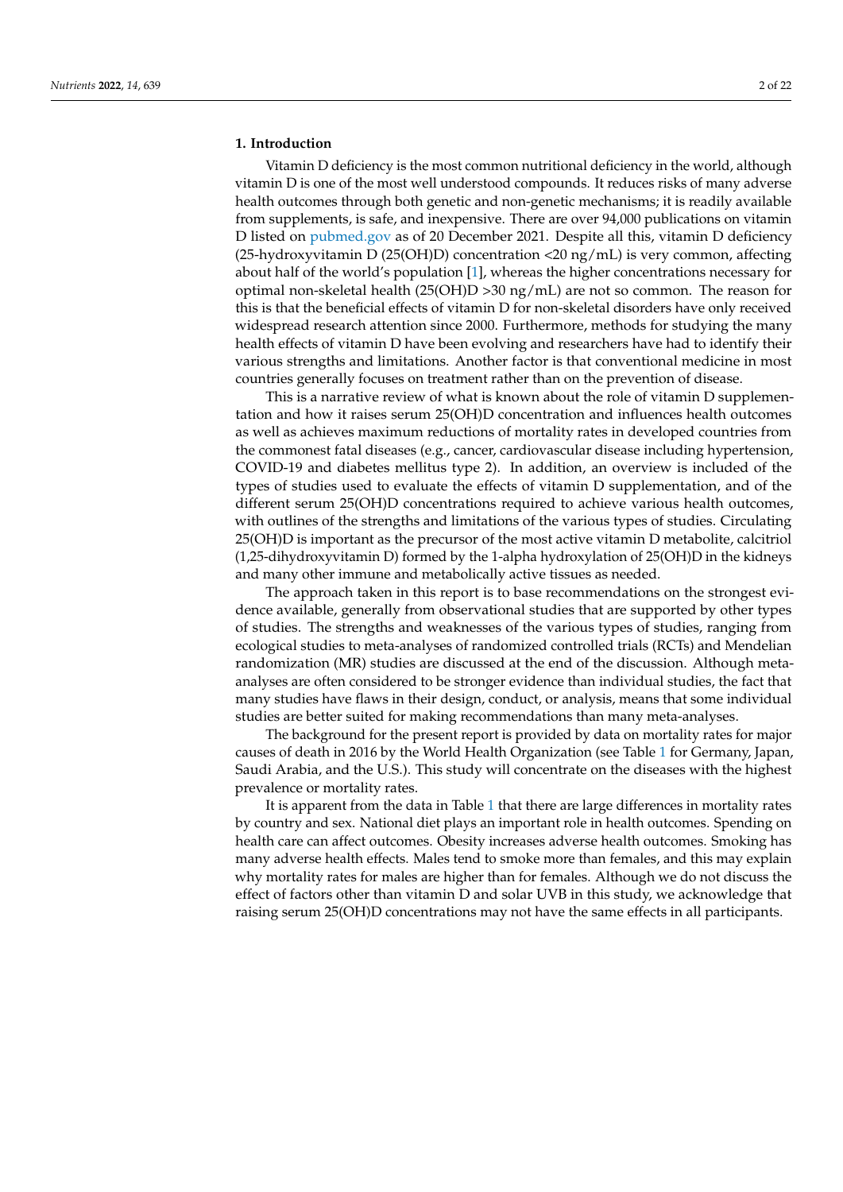## 1. Introduction

Vitamin D deficiency is the most common nutritional deficiency in the world, although vitamin D is one of the most well understood compounds. It reduces risks of many adverse health outcomes through both genetic and non-genetic mechanisms; it is readily available from supplements, is safe, and inexpensive. There are over 94,000 publications on vitamin D listed on pubmed.gov as of 20 December 2021. Despite all this, vitamin D deficiency (25-hydroxyvitamin D (25(OH)D) concentration <20 ng/mL) is very common, affecting about half of the world's population [1], whereas the higher concentrations necessary for optimal non-skeletal health (25(OH)D >30 ng/mL) are not so common. The reason for this is that the beneficial effects of vitamin D for non-skeletal disorders have only received widespread research attention since 2000. Furthermore, methods for studying the many health effects of vitamin D have been evolving and researchers have had to identify their various strengths and limitations. Another factor is that conventional medicine in most countries generally focuses on treatment rather than on the prevention of disease.

This is a narrative review of what is known about the role of vitamin D supplementation and how it raises serum 25(OH)D concentration and influences health outcomes as well as achieves maximum reductions of mortality rates in developed countries from the commonest fatal diseases (e.g., cancer, cardiovascular disease including hypertension, COVID-19 and diabetes mellitus type 2). In addition, an overview is included of the types of studies used to evaluate the effects of vitamin D supplementation, and of the different serum 25(OH)D concentrations required to achieve various health outcomes, with outlines of the strengths and limitations of the various types of studies. Circulating 25(OH)D is important as the precursor of the most active vitamin D metabolite, calcitriol (1,25-dihydroxyvitamin D) formed by the 1-alpha hydroxylation of 25(OH)D in the kidneys and many other immune and metabolically active tissues as needed.

The approach taken in this report is to base recommendations on the strongest evidence available, generally from observational studies that are supported by other types of studies. The strengths and weaknesses of the various types of studies, ranging from ecological studies to meta-analyses of randomized controlled trials (RCTs) and Mendelian randomization (MR) studies are discussed at the end of the discussion. Although meta-analyses are often considered to be stronger evidence than individual studies, the fact that many studies have flaws in their design, conduct, or analysis, means that some individual studies are better suited for making recommendations than many meta-analyses.

The background for the present report is provided by data on mortality rates for major causes of death in 2016 by the World Health Organization (see Table 1 for Germany, Japan, Saudi Arabia, and the U.S.). This study will concentrate on the diseases with the highest prevalence or mortality rates.

It is apparent from the data in Table 1 that there are large differences in mortality rates by country and sex. National diet plays an important role in health outcomes. Spending on health care can affect outcomes. Obesity increases adverse health outcomes. Smoking has many adverse health effects. Males tend to smoke more than females, and this may explain why mortality rates for males are higher than for females. Although we do not discuss the effect of factors other than vitamin D and solar UVB in this study, we acknowledge that raising serum 25(OH)D concentrations may not have the same effects in all participants.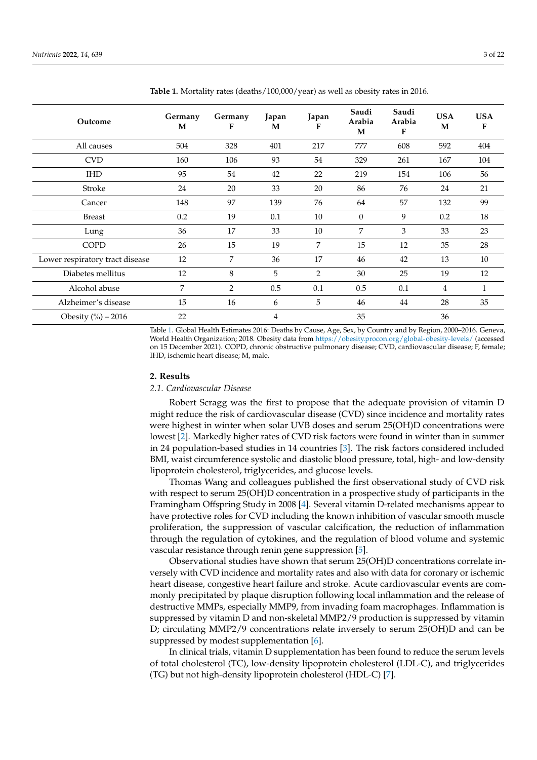**Table 1.** Mortality rates (deaths/100,000/year) as well as obesity rates in 2016.

| Outcome | Germany M | Germany F | Japan M | Japan F | Saudi Arabia M | Saudi Arabia F | USA M | USA F |
|---|---|---|---|---|---|---|---|---|
| All causes | 504 | 328 | 401 | 217 | 777 | 608 | 592 | 404 |
| CVD | 160 | 106 | 93 | 54 | 329 | 261 | 167 | 104 |
| IHD | 95 | 54 | 42 | 22 | 219 | 154 | 106 | 56 |
| Stroke | 24 | 20 | 33 | 20 | 86 | 76 | 24 | 21 |
| Cancer | 148 | 97 | 139 | 76 | 64 | 57 | 132 | 99 |
| Breast | 0.2 | 19 | 0.1 | 10 | 0 | 9 | 0.2 | 18 |
| Lung | 36 | 17 | 33 | 10 | 7 | 3 | 33 | 23 |
| COPD | 26 | 15 | 19 | 7 | 15 | 12 | 35 | 28 |
| Lower respiratory tract disease | 12 | 7 | 36 | 17 | 46 | 42 | 13 | 10 |
| Diabetes mellitus | 12 | 8 | 5 | 2 | 30 | 25 | 19 | 12 |
| Alcohol abuse | 7 | 2 | 0.5 | 0.1 | 0.5 | 0.1 | 4 | 1 |
| Alzheimer's disease | 15 | 16 | 6 | 5 | 46 | 44 | 28 | 35 |
| Obesity (%) – 2016 | 22 | | 4 | | 35 | | 36 | |

Table 1. Global Health Estimates 2016: Deaths by Cause, Age, Sex, by Country and by Region, 2000–2016. Geneva, World Health Organization; 2018. Obesity data from https://obesity.procon.org/global-obesity-levels/ (accessed on 15 December 2021). COPD, chronic obstructive pulmonary disease; CVD, cardiovascular disease; F, female; IHD, ischemic heart disease; M, male.

## 2. Results

### *2.1. Cardiovascular Disease*

Robert Scragg was the first to propose that the adequate provision of vitamin D might reduce the risk of cardiovascular disease (CVD) since incidence and mortality rates were highest in winter when solar UVB doses and serum 25(OH)D concentrations were lowest [2]. Markedly higher rates of CVD risk factors were found in winter than in summer in 24 population-based studies in 14 countries [3]. The risk factors considered included BMI, waist circumference systolic and diastolic blood pressure, total, high- and low-density lipoprotein cholesterol, triglycerides, and glucose levels.

Thomas Wang and colleagues published the first observational study of CVD risk with respect to serum 25(OH)D concentration in a prospective study of participants in the Framingham Offspring Study in 2008 [4]. Several vitamin D-related mechanisms appear to have protective roles for CVD including the known inhibition of vascular smooth muscle proliferation, the suppression of vascular calcification, the reduction of inflammation through the regulation of cytokines, and the regulation of blood volume and systemic vascular resistance through renin gene suppression [5].

Observational studies have shown that serum 25(OH)D concentrations correlate inversely with CVD incidence and mortality rates and also with data for coronary or ischemic heart disease, congestive heart failure and stroke. Acute cardiovascular events are commonly precipitated by plaque disruption following local inflammation and the release of destructive MMPs, especially MMP9, from invading foam macrophages. Inflammation is suppressed by vitamin D and non-skeletal MMP2/9 production is suppressed by vitamin D; circulating MMP2/9 concentrations relate inversely to serum 25(OH)D and can be suppressed by modest supplementation [6].

In clinical trials, vitamin D supplementation has been found to reduce the serum levels of total cholesterol (TC), low-density lipoprotein cholesterol (LDL-C), and triglycerides (TG) but not high-density lipoprotein cholesterol (HDL-C) [7].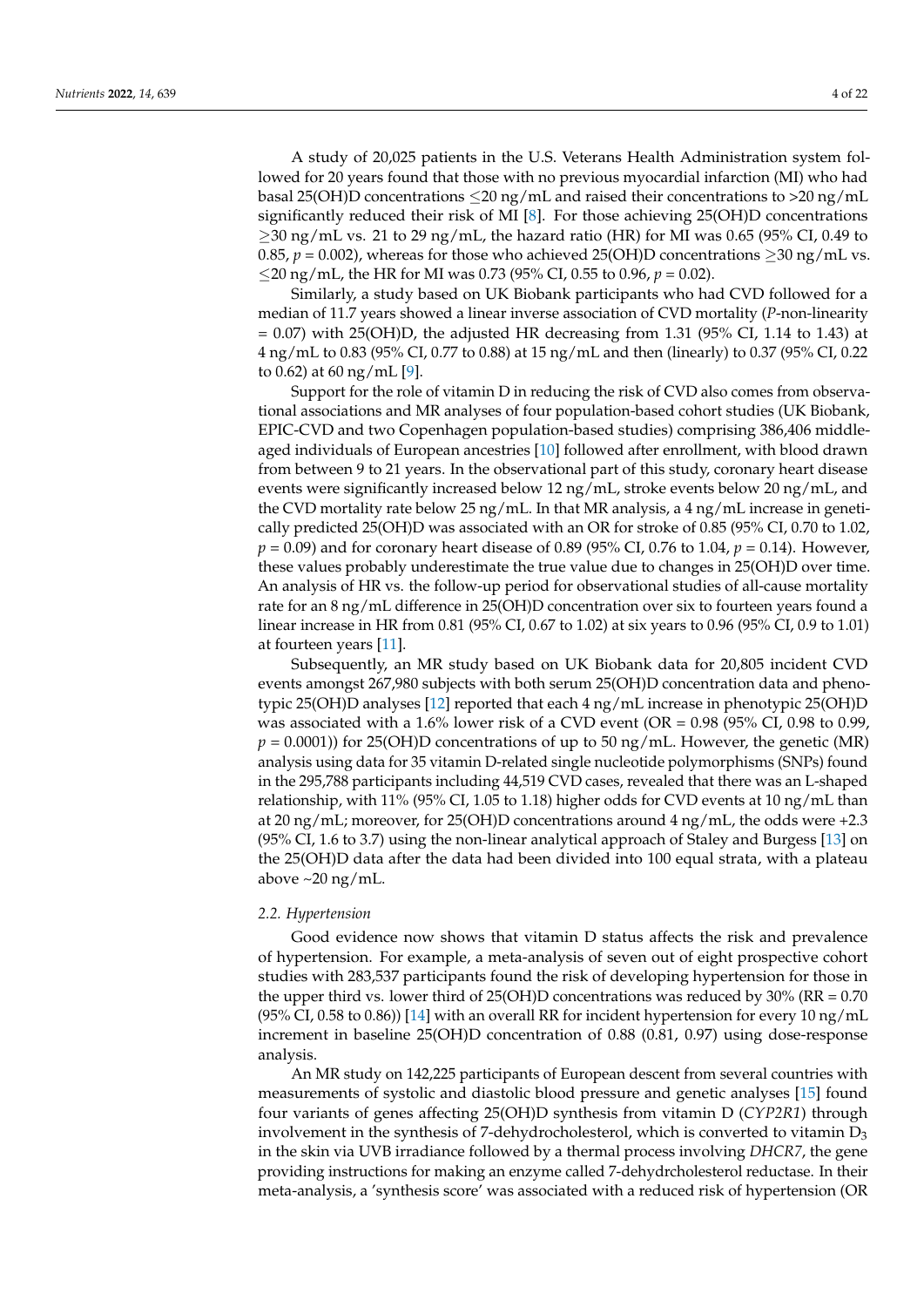A study of 20,025 patients in the U.S. Veterans Health Administration system followed for 20 years found that those with no previous myocardial infarction (MI) who had basal 25(OH)D concentrations ≤20 ng/mL and raised their concentrations to >20 ng/mL significantly reduced their risk of MI [8]. For those achieving 25(OH)D concentrations ≥30 ng/mL vs. 21 to 29 ng/mL, the hazard ratio (HR) for MI was 0.65 (95% CI, 0.49 to 0.85, $p = 0.002$), whereas for those who achieved 25(OH)D concentrations ≥30 ng/mL vs. ≤20 ng/mL, the HR for MI was 0.73 (95% CI, 0.55 to 0.96, $p = 0.02$).

Similarly, a study based on UK Biobank participants who had CVD followed for a median of 11.7 years showed a linear inverse association of CVD mortality (*P*-non-linearity = 0.07) with 25(OH)D, the adjusted HR decreasing from 1.31 (95% CI, 1.14 to 1.43) at 4 ng/mL to 0.83 (95% CI, 0.77 to 0.88) at 15 ng/mL and then (linearly) to 0.37 (95% CI, 0.22 to 0.62) at 60 ng/mL [9].

Support for the role of vitamin D in reducing the risk of CVD also comes from observational associations and MR analyses of four population-based cohort studies (UK Biobank, EPIC-CVD and two Copenhagen population-based studies) comprising 386,406 middle-aged individuals of European ancestries [10] followed after enrollment, with blood drawn from between 9 to 21 years. In the observational part of this study, coronary heart disease events were significantly increased below 12 ng/mL, stroke events below 20 ng/mL, and the CVD mortality rate below 25 ng/mL. In that MR analysis, a 4 ng/mL increase in genetically predicted 25(OH)D was associated with an OR for stroke of 0.85 (95% CI, 0.70 to 1.02, $p = 0.09$) and for coronary heart disease of 0.89 (95% CI, 0.76 to 1.04, $p = 0.14$). However, these values probably underestimate the true value due to changes in 25(OH)D over time. An analysis of HR vs. the follow-up period for observational studies of all-cause mortality rate for an 8 ng/mL difference in 25(OH)D concentration over six to fourteen years found a linear increase in HR from 0.81 (95% CI, 0.67 to 1.02) at six years to 0.96 (95% CI, 0.9 to 1.01) at fourteen years [11].

Subsequently, an MR study based on UK Biobank data for 20,805 incident CVD events amongst 267,980 subjects with both serum 25(OH)D concentration data and phenotypic 25(OH)D analyses [12] reported that each 4 ng/mL increase in phenotypic 25(OH)D was associated with a 1.6% lower risk of a CVD event (OR = 0.98 (95% CI, 0.98 to 0.99, $p = 0.0001$)) for 25(OH)D concentrations of up to 50 ng/mL. However, the genetic (MR) analysis using data for 35 vitamin D-related single nucleotide polymorphisms (SNPs) found in the 295,788 participants including 44,519 CVD cases, revealed that there was an L-shaped relationship, with 11% (95% CI, 1.05 to 1.18) higher odds for CVD events at 10 ng/mL than at 20 ng/mL; moreover, for 25(OH)D concentrations around 4 ng/mL, the odds were +2.3 (95% CI, 1.6 to 3.7) using the non-linear analytical approach of Staley and Burgess [13] on the 25(OH)D data after the data had been divided into 100 equal strata, with a plateau above ~20 ng/mL.

### 2.2. Hypertension

Good evidence now shows that vitamin D status affects the risk and prevalence of hypertension. For example, a meta-analysis of seven out of eight prospective cohort studies with 283,537 participants found the risk of developing hypertension for those in the upper third vs. lower third of 25(OH)D concentrations was reduced by 30% (RR = 0.70 (95% CI, 0.58 to 0.86)) [14] with an overall RR for incident hypertension for every 10 ng/mL increment in baseline 25(OH)D concentration of 0.88 (0.81, 0.97) using dose-response analysis.

An MR study on 142,225 participants of European descent from several countries with measurements of systolic and diastolic blood pressure and genetic analyses [15] found four variants of genes affecting 25(OH)D synthesis from vitamin D (*CYP2R1*) through involvement in the synthesis of 7-dehydrocholesterol, which is converted to vitamin $D_3$ in the skin via UVB irradiance followed by a thermal process involving *DHCR7*, the gene providing instructions for making an enzyme called 7-dehydrcholesterol reductase. In their meta-analysis, a 'synthesis score' was associated with a reduced risk of hypertension (OR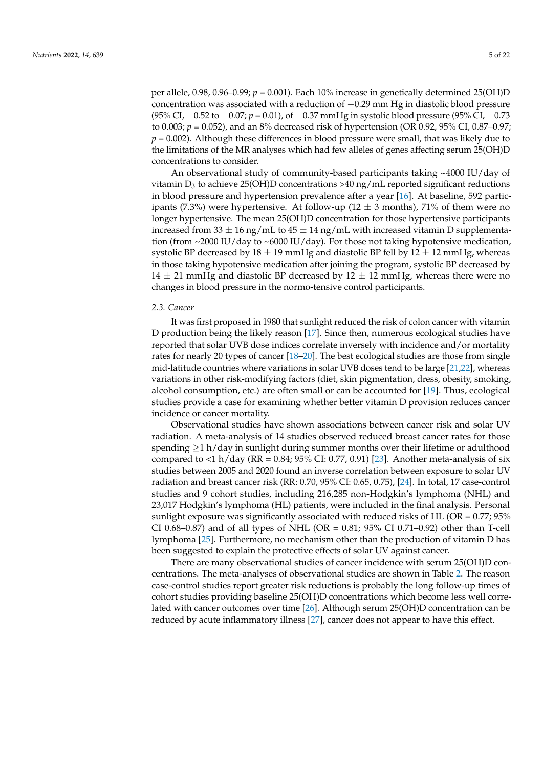per allele, 0.98, 0.96–0.99; $p = 0.001$). Each 10% increase in genetically determined 25(OH)D concentration was associated with a reduction of −0.29 mm Hg in diastolic blood pressure (95% CI, −0.52 to −0.07; $p = 0.01$), of −0.37 mmHg in systolic blood pressure (95% CI, −0.73 to 0.003; $p = 0.052$), and an 8% decreased risk of hypertension (OR 0.92, 95% CI, 0.87–0.97; $p = 0.002$). Although these differences in blood pressure were small, that was likely due to the limitations of the MR analyses which had few alleles of genes affecting serum 25(OH)D concentrations to consider.

An observational study of community-based participants taking ~4000 IU/day of vitamin $D_3$ to achieve 25(OH)D concentrations >40 ng/mL reported significant reductions in blood pressure and hypertension prevalence after a year [16]. At baseline, 592 participants (7.3%) were hypertensive. At follow-up (12 ± 3 months), 71% of them were no longer hypertensive. The mean 25(OH)D concentration for those hypertensive participants increased from 33 ± 16 ng/mL to 45 ± 14 ng/mL with increased vitamin D supplementation (from ~2000 IU/day to ~6000 IU/day). For those not taking hypotensive medication, systolic BP decreased by 18 ± 19 mmHg and diastolic BP fell by 12 ± 12 mmHg, whereas in those taking hypotensive medication after joining the program, systolic BP decreased by 14 ± 21 mmHg and diastolic BP decreased by 12 ± 12 mmHg, whereas there were no changes in blood pressure in the normo-tensive control participants.

### 2.3. Cancer

It was first proposed in 1980 that sunlight reduced the risk of colon cancer with vitamin D production being the likely reason [17]. Since then, numerous ecological studies have reported that solar UVB dose indices correlate inversely with incidence and/or mortality rates for nearly 20 types of cancer [18–20]. The best ecological studies are those from single mid-latitude countries where variations in solar UVB doses tend to be large [21,22], whereas variations in other risk-modifying factors (diet, skin pigmentation, dress, obesity, smoking, alcohol consumption, etc.) are often small or can be accounted for [19]. Thus, ecological studies provide a case for examining whether better vitamin D provision reduces cancer incidence or cancer mortality.

Observational studies have shown associations between cancer risk and solar UV radiation. A meta-analysis of 14 studies observed reduced breast cancer rates for those spending ≥1 h/day in sunlight during summer months over their lifetime or adulthood compared to <1 h/day (RR = 0.84; 95% CI: 0.77, 0.91) [23]. Another meta-analysis of six studies between 2005 and 2020 found an inverse correlation between exposure to solar UV radiation and breast cancer risk (RR: 0.70, 95% CI: 0.65, 0.75), [24]. In total, 17 case-control studies and 9 cohort studies, including 216,285 non-Hodgkin's lymphoma (NHL) and 23,017 Hodgkin's lymphoma (HL) patients, were included in the final analysis. Personal sunlight exposure was significantly associated with reduced risks of HL (OR = 0.77; 95% CI 0.68–0.87) and of all types of NHL (OR = 0.81; 95% CI 0.71–0.92) other than T-cell lymphoma [25]. Furthermore, no mechanism other than the production of vitamin D has been suggested to explain the protective effects of solar UV against cancer.

There are many observational studies of cancer incidence with serum 25(OH)D concentrations. The meta-analyses of observational studies are shown in Table 2. The reason case-control studies report greater risk reductions is probably the long follow-up times of cohort studies providing baseline 25(OH)D concentrations which become less well correlated with cancer outcomes over time [26]. Although serum 25(OH)D concentration can be reduced by acute inflammatory illness [27], cancer does not appear to have this effect.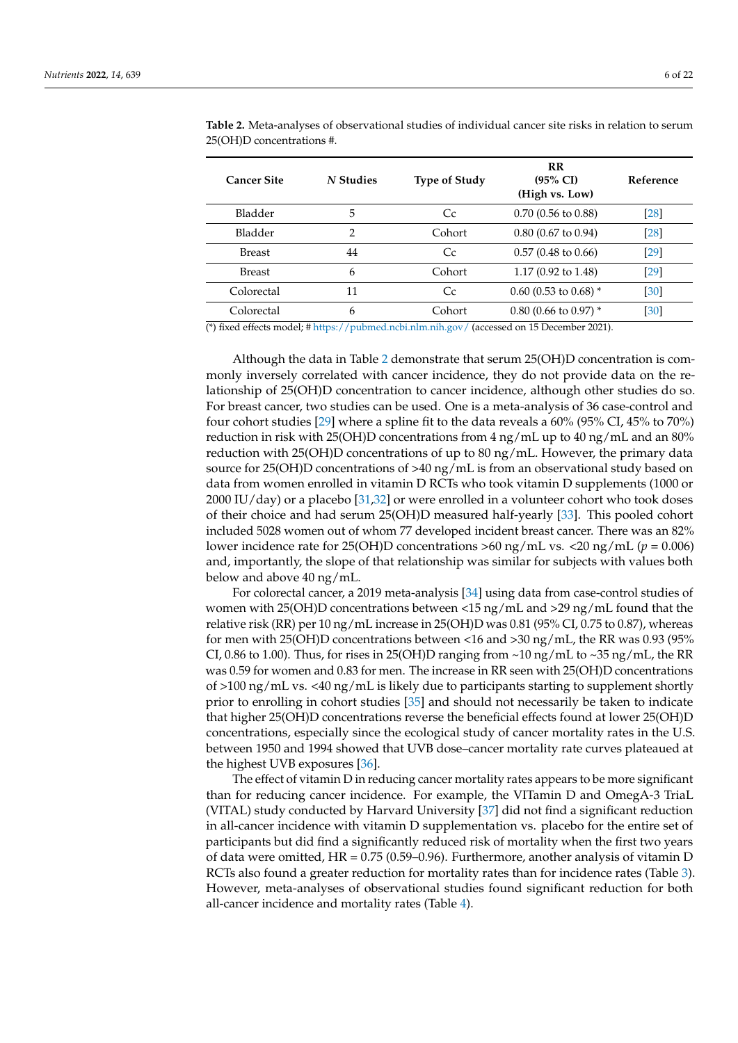**Table 2.** Meta-analyses of observational studies of individual cancer site risks in relation to serum 25(OH)D concentrations #.

| Cancer Site | *N* Studies | Type of Study | RR (95% CI) (High vs. Low) | Reference |
|---|---|---|---|---|
| Bladder | 5 | Cc | 0.70 (0.56 to 0.88) | [28] |
| Bladder | 2 | Cohort | 0.80 (0.67 to 0.94) | [28] |
| Breast | 44 | Cc | 0.57 (0.48 to 0.66) | [29] |
| Breast | 6 | Cohort | 1.17 (0.92 to 1.48) | [29] |
| Colorectal | 11 | Cc | 0.60 (0.53 to 0.68) * | [30] |
| Colorectal | 6 | Cohort | 0.80 (0.66 to 0.97) * | [30] |

(*) fixed effects model; # https://pubmed.ncbi.nlm.nih.gov/ (accessed on 15 December 2021).

Although the data in Table 2 demonstrate that serum 25(OH)D concentration is commonly inversely correlated with cancer incidence, they do not provide data on the relationship of 25(OH)D concentration to cancer incidence, although other studies do so. For breast cancer, two studies can be used. One is a meta-analysis of 36 case-control and four cohort studies [29] where a spline fit to the data reveals a 60% (95% CI, 45% to 70%) reduction in risk with 25(OH)D concentrations from 4 ng/mL up to 40 ng/mL and an 80% reduction with 25(OH)D concentrations of up to 80 ng/mL. However, the primary data source for 25(OH)D concentrations of >40 ng/mL is from an observational study based on data from women enrolled in vitamin D RCTs who took vitamin D supplements (1000 or 2000 IU/day) or a placebo [31,32] or were enrolled in a volunteer cohort who took doses of their choice and had serum 25(OH)D measured half-yearly [33]. This pooled cohort included 5028 women out of whom 77 developed incident breast cancer. There was an 82% lower incidence rate for 25(OH)D concentrations >60 ng/mL vs. <20 ng/mL ($p = 0.006$) and, importantly, the slope of that relationship was similar for subjects with values both below and above 40 ng/mL.

For colorectal cancer, a 2019 meta-analysis [34] using data from case-control studies of women with 25(OH)D concentrations between <15 ng/mL and >29 ng/mL found that the relative risk (RR) per 10 ng/mL increase in 25(OH)D was 0.81 (95% CI, 0.75 to 0.87), whereas for men with 25(OH)D concentrations between <16 and >30 ng/mL, the RR was 0.93 (95% CI, 0.86 to 1.00). Thus, for rises in 25(OH)D ranging from ~10 ng/mL to ~35 ng/mL, the RR was 0.59 for women and 0.83 for men. The increase in RR seen with 25(OH)D concentrations of >100 ng/mL vs. <40 ng/mL is likely due to participants starting to supplement shortly prior to enrolling in cohort studies [35] and should not necessarily be taken to indicate that higher 25(OH)D concentrations reverse the beneficial effects found at lower 25(OH)D concentrations, especially since the ecological study of cancer mortality rates in the U.S. between 1950 and 1994 showed that UVB dose–cancer mortality rate curves plateaued at the highest UVB exposures [36].

The effect of vitamin D in reducing cancer mortality rates appears to be more significant than for reducing cancer incidence. For example, the VITamin D and OmegA-3 TriaL (VITAL) study conducted by Harvard University [37] did not find a significant reduction in all-cancer incidence with vitamin D supplementation vs. placebo for the entire set of participants but did find a significantly reduced risk of mortality when the first two years of data were omitted, HR = 0.75 (0.59–0.96). Furthermore, another analysis of vitamin D RCTs also found a greater reduction for mortality rates than for incidence rates (Table 3). However, meta-analyses of observational studies found significant reduction for both all-cancer incidence and mortality rates (Table 4).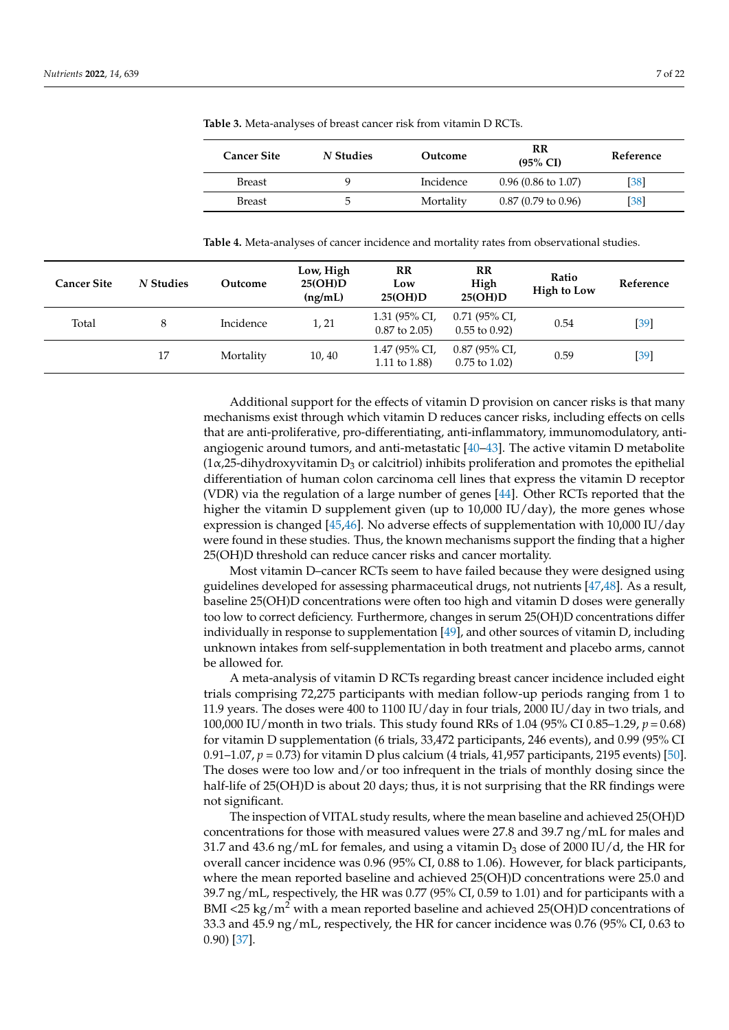**Table 3.** Meta-analyses of breast cancer risk from vitamin D RCTs.

| Cancer Site | *N* Studies | Outcome | RR (95% CI) | Reference |
|---|---|---|---|---|
| Breast | 9 | Incidence | 0.96 (0.86 to 1.07) | [38] |
| Breast | 5 | Mortality | 0.87 (0.79 to 0.96) | [38] |

**Table 4.** Meta-analyses of cancer incidence and mortality rates from observational studies.

| Cancer Site | *N* Studies | Outcome | Low, High 25(OH)D (ng/mL) | RR Low 25(OH)D | RR High 25(OH)D | Ratio High to Low | Reference |
|---|---|---|---|---|---|---|---|
| Total | 8 | Incidence | 1, 21 | 1.31 (95% CI, 0.87 to 2.05) | 0.71 (95% CI, 0.55 to 0.92) | 0.54 | [39] |
| | 17 | Mortality | 10, 40 | 1.47 (95% CI, 1.11 to 1.88) | 0.87 (95% CI, 0.75 to 1.02) | 0.59 | [39] |

Additional support for the effects of vitamin D provision on cancer risks is that many mechanisms exist through which vitamin D reduces cancer risks, including effects on cells that are anti-proliferative, pro-differentiating, anti-inflammatory, immunomodulatory, anti-angiogenic around tumors, and anti-metastatic [40–43]. The active vitamin D metabolite (1α,25-dihydroxyvitamin $D_3$ or calcitriol) inhibits proliferation and promotes the epithelial differentiation of human colon carcinoma cell lines that express the vitamin D receptor (VDR) via the regulation of a large number of genes [44]. Other RCTs reported that the higher the vitamin D supplement given (up to 10,000 IU/day), the more genes whose expression is changed [45,46]. No adverse effects of supplementation with 10,000 IU/day were found in these studies. Thus, the known mechanisms support the finding that a higher 25(OH)D threshold can reduce cancer risks and cancer mortality.

Most vitamin D–cancer RCTs seem to have failed because they were designed using guidelines developed for assessing pharmaceutical drugs, not nutrients [47,48]. As a result, baseline 25(OH)D concentrations were often too high and vitamin D doses were generally too low to correct deficiency. Furthermore, changes in serum 25(OH)D concentrations differ individually in response to supplementation [49], and other sources of vitamin D, including unknown intakes from self-supplementation in both treatment and placebo arms, cannot be allowed for.

A meta-analysis of vitamin D RCTs regarding breast cancer incidence included eight trials comprising 72,275 participants with median follow-up periods ranging from 1 to 11.9 years. The doses were 400 to 1100 IU/day in four trials, 2000 IU/day in two trials, and 100,000 IU/month in two trials. This study found RRs of 1.04 (95% CI 0.85–1.29, $p = 0.68$) for vitamin D supplementation (6 trials, 33,472 participants, 246 events), and 0.99 (95% CI 0.91–1.07, $p = 0.73$) for vitamin D plus calcium (4 trials, 41,957 participants, 2195 events) [50]. The doses were too low and/or too infrequent in the trials of monthly dosing since the half-life of 25(OH)D is about 20 days; thus, it is not surprising that the RR findings were not significant.

The inspection of VITAL study results, where the mean baseline and achieved 25(OH)D concentrations for those with measured values were 27.8 and 39.7 ng/mL for males and 31.7 and 43.6 ng/mL for females, and using a vitamin $D_3$ dose of 2000 IU/d, the HR for overall cancer incidence was 0.96 (95% CI, 0.88 to 1.06). However, for black participants, where the mean reported baseline and achieved 25(OH)D concentrations were 25.0 and 39.7 ng/mL, respectively, the HR was 0.77 (95% CI, 0.59 to 1.01) and for participants with a BMI <25 kg/m$^2$ with a mean reported baseline and achieved 25(OH)D concentrations of 33.3 and 45.9 ng/mL, respectively, the HR for cancer incidence was 0.76 (95% CI, 0.63 to 0.90) [37].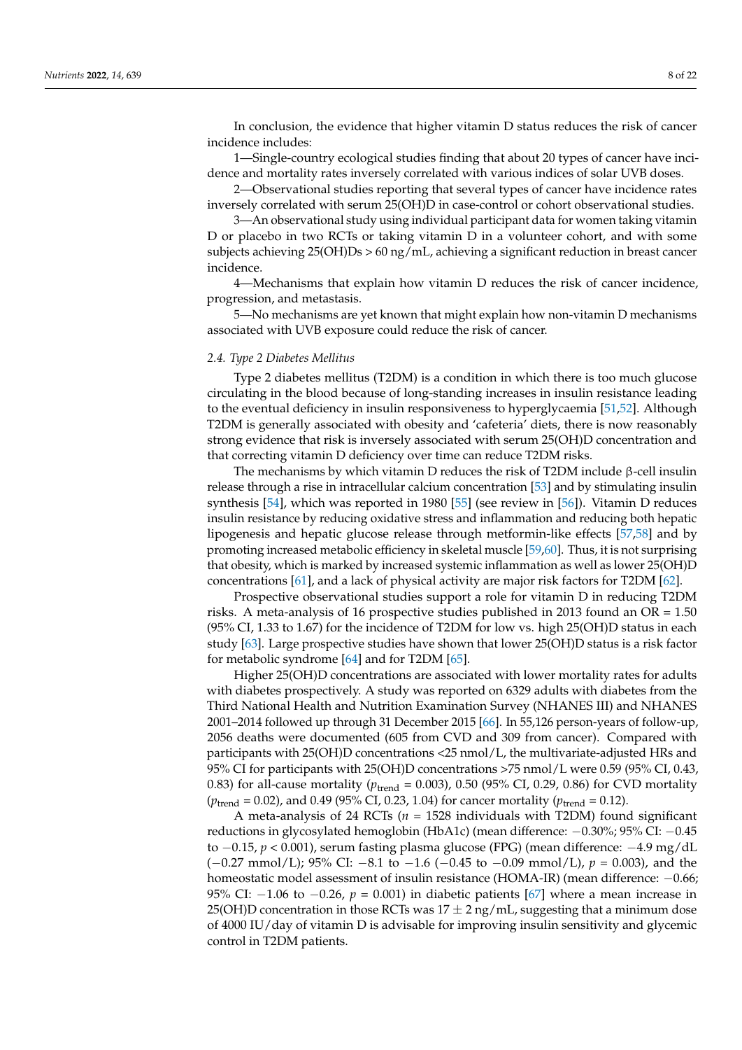In conclusion, the evidence that higher vitamin D status reduces the risk of cancer incidence includes:

1—Single-country ecological studies finding that about 20 types of cancer have incidence and mortality rates inversely correlated with various indices of solar UVB doses.

2—Observational studies reporting that several types of cancer have incidence rates inversely correlated with serum 25(OH)D in case-control or cohort observational studies.

3—An observational study using individual participant data for women taking vitamin D or placebo in two RCTs or taking vitamin D in a volunteer cohort, and with some subjects achieving 25(OH)Ds > 60 ng/mL, achieving a significant reduction in breast cancer incidence.

4—Mechanisms that explain how vitamin D reduces the risk of cancer incidence, progression, and metastasis.

5—No mechanisms are yet known that might explain how non-vitamin D mechanisms associated with UVB exposure could reduce the risk of cancer.

### 2.4. Type 2 Diabetes Mellitus

Type 2 diabetes mellitus (T2DM) is a condition in which there is too much glucose circulating in the blood because of long-standing increases in insulin resistance leading to the eventual deficiency in insulin responsiveness to hyperglycaemia [51,52]. Although T2DM is generally associated with obesity and 'cafeteria' diets, there is now reasonably strong evidence that risk is inversely associated with serum 25(OH)D concentration and that correcting vitamin D deficiency over time can reduce T2DM risks.

The mechanisms by which vitamin D reduces the risk of T2DM include β-cell insulin release through a rise in intracellular calcium concentration [53] and by stimulating insulin synthesis [54], which was reported in 1980 [55] (see review in [56]). Vitamin D reduces insulin resistance by reducing oxidative stress and inflammation and reducing both hepatic lipogenesis and hepatic glucose release through metformin-like effects [57,58] and by promoting increased metabolic efficiency in skeletal muscle [59,60]. Thus, it is not surprising that obesity, which is marked by increased systemic inflammation as well as lower 25(OH)D concentrations [61], and a lack of physical activity are major risk factors for T2DM [62].

Prospective observational studies support a role for vitamin D in reducing T2DM risks. A meta-analysis of 16 prospective studies published in 2013 found an OR = 1.50 (95% CI, 1.33 to 1.67) for the incidence of T2DM for low vs. high 25(OH)D status in each study [63]. Large prospective studies have shown that lower 25(OH)D status is a risk factor for metabolic syndrome [64] and for T2DM [65].

Higher 25(OH)D concentrations are associated with lower mortality rates for adults with diabetes prospectively. A study was reported on 6329 adults with diabetes from the Third National Health and Nutrition Examination Survey (NHANES III) and NHANES 2001–2014 followed up through 31 December 2015 [66]. In 55,126 person-years of follow-up, 2056 deaths were documented (605 from CVD and 309 from cancer). Compared with participants with 25(OH)D concentrations <25 nmol/L, the multivariate-adjusted HRs and 95% CI for participants with 25(OH)D concentrations >75 nmol/L were 0.59 (95% CI, 0.43, 0.83) for all-cause mortality ($p_{\text{trend}}$ = 0.003), 0.50 (95% CI, 0.29, 0.86) for CVD mortality ($p_{\text{trend}}$ = 0.02), and 0.49 (95% CI, 0.23, 1.04) for cancer mortality ($p_{\text{trend}}$ = 0.12).

A meta-analysis of 24 RCTs ($n$ = 1528 individuals with T2DM) found significant reductions in glycosylated hemoglobin (HbA1c) (mean difference: −0.30%; 95% CI: −0.45 to −0.15, $p < 0.001$), serum fasting plasma glucose (FPG) (mean difference: −4.9 mg/dL (−0.27 mmol/L); 95% CI: −8.1 to −1.6 (−0.45 to −0.09 mmol/L), $p = 0.003$), and the homeostatic model assessment of insulin resistance (HOMA-IR) (mean difference: −0.66; 95% CI: −1.06 to −0.26, $p = 0.001$) in diabetic patients [67] where a mean increase in 25(OH)D concentration in those RCTs was 17 ± 2 ng/mL, suggesting that a minimum dose of 4000 IU/day of vitamin D is advisable for improving insulin sensitivity and glycemic control in T2DM patients.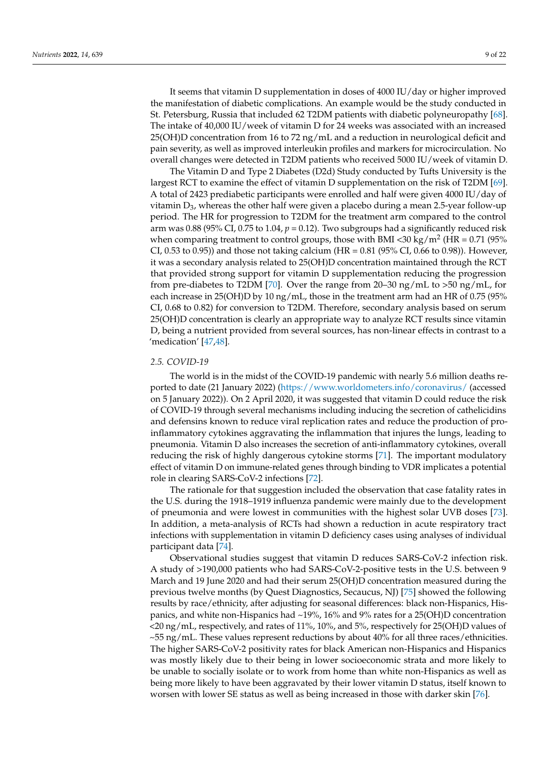It seems that vitamin D supplementation in doses of 4000 IU/day or higher improved the manifestation of diabetic complications. An example would be the study conducted in St. Petersburg, Russia that included 62 T2DM patients with diabetic polyneuropathy [68]. The intake of 40,000 IU/week of vitamin D for 24 weeks was associated with an increased 25(OH)D concentration from 16 to 72 ng/mL and a reduction in neurological deficit and pain severity, as well as improved interleukin profiles and markers for microcirculation. No overall changes were detected in T2DM patients who received 5000 IU/week of vitamin D.

The Vitamin D and Type 2 Diabetes (D2d) Study conducted by Tufts University is the largest RCT to examine the effect of vitamin D supplementation on the risk of T2DM [69]. A total of 2423 prediabetic participants were enrolled and half were given 4000 IU/day of vitamin $D_3$, whereas the other half were given a placebo during a mean 2.5-year follow-up period. The HR for progression to T2DM for the treatment arm compared to the control arm was 0.88 (95% CI, 0.75 to 1.04, $p = 0.12$). Two subgroups had a significantly reduced risk when comparing treatment to control groups, those with BMI <30 kg/$m^2$ (HR = 0.71 (95% CI, 0.53 to 0.95)) and those not taking calcium (HR = 0.81 (95% CI, 0.66 to 0.98)). However, it was a secondary analysis related to 25(OH)D concentration maintained through the RCT that provided strong support for vitamin D supplementation reducing the progression from pre-diabetes to T2DM [70]. Over the range from 20–30 ng/mL to >50 ng/mL, for each increase in 25(OH)D by 10 ng/mL, those in the treatment arm had an HR of 0.75 (95% CI, 0.68 to 0.82) for conversion to T2DM. Therefore, secondary analysis based on serum 25(OH)D concentration is clearly an appropriate way to analyze RCT results since vitamin D, being a nutrient provided from several sources, has non-linear effects in contrast to a 'medication' [47,48].

### 2.5. COVID-19

The world is in the midst of the COVID-19 pandemic with nearly 5.6 million deaths reported to date (21 January 2022) (https://www.worldometers.info/coronavirus/ (accessed on 5 January 2022)). On 2 April 2020, it was suggested that vitamin D could reduce the risk of COVID-19 through several mechanisms including inducing the secretion of cathelicidins and defensins known to reduce viral replication rates and reduce the production of pro-inflammatory cytokines aggravating the inflammation that injures the lungs, leading to pneumonia. Vitamin D also increases the secretion of anti-inflammatory cytokines, overall reducing the risk of highly dangerous cytokine storms [71]. The important modulatory effect of vitamin D on immune-related genes through binding to VDR implicates a potential role in clearing SARS-CoV-2 infections [72].

The rationale for that suggestion included the observation that case fatality rates in the U.S. during the 1918–1919 influenza pandemic were mainly due to the development of pneumonia and were lowest in communities with the highest solar UVB doses [73]. In addition, a meta-analysis of RCTs had shown a reduction in acute respiratory tract infections with supplementation in vitamin D deficiency cases using analyses of individual participant data [74].

Observational studies suggest that vitamin D reduces SARS-CoV-2 infection risk. A study of >190,000 patients who had SARS-CoV-2-positive tests in the U.S. between 9 March and 19 June 2020 and had their serum 25(OH)D concentration measured during the previous twelve months (by Quest Diagnostics, Secaucus, NJ) [75] showed the following results by race/ethnicity, after adjusting for seasonal differences: black non-Hispanics, Hispanics, and white non-Hispanics had ~19%, 16% and 9% rates for a 25(OH)D concentration <20 ng/mL, respectively, and rates of 11%, 10%, and 5%, respectively for 25(OH)D values of ~55 ng/mL. These values represent reductions by about 40% for all three races/ethnicities. The higher SARS-CoV-2 positivity rates for black American non-Hispanics and Hispanics was mostly likely due to their being in lower socioeconomic strata and more likely to be unable to socially isolate or to work from home than white non-Hispanics as well as being more likely to have been aggravated by their lower vitamin D status, itself known to worsen with lower SE status as well as being increased in those with darker skin [76].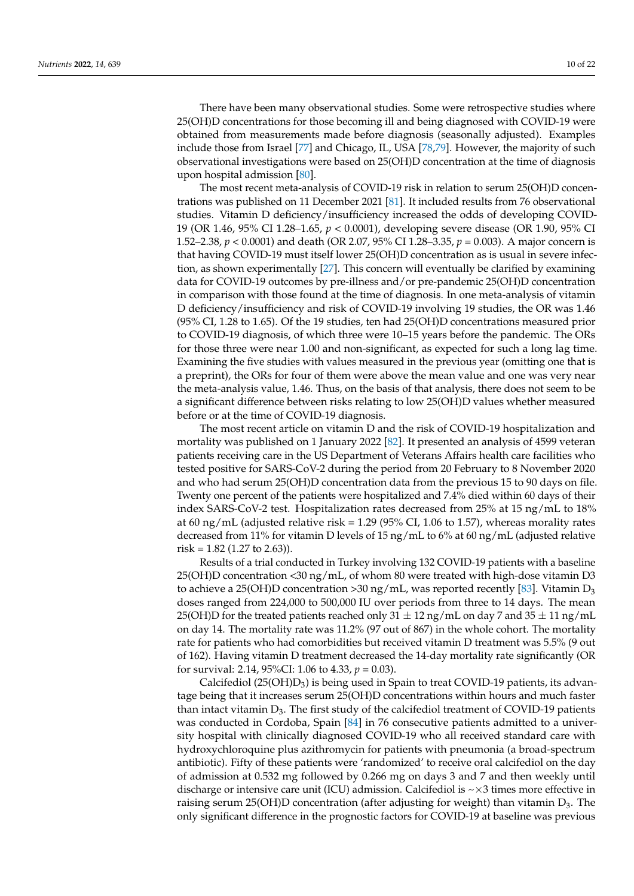There have been many observational studies. Some were retrospective studies where 25(OH)D concentrations for those becoming ill and being diagnosed with COVID-19 were obtained from measurements made before diagnosis (seasonally adjusted). Examples include those from Israel [77] and Chicago, IL, USA [78,79]. However, the majority of such observational investigations were based on 25(OH)D concentration at the time of diagnosis upon hospital admission [80].

The most recent meta-analysis of COVID-19 risk in relation to serum 25(OH)D concentrations was published on 11 December 2021 [81]. It included results from 76 observational studies. Vitamin D deficiency/insufficiency increased the odds of developing COVID-19 (OR 1.46, 95% CI 1.28–1.65, $p < 0.0001$), developing severe disease (OR 1.90, 95% CI 1.52–2.38, $p < 0.0001$) and death (OR 2.07, 95% CI 1.28–3.35, $p = 0.003$). A major concern is that having COVID-19 must itself lower 25(OH)D concentration as is usual in severe infection, as shown experimentally [27]. This concern will eventually be clarified by examining data for COVID-19 outcomes by pre-illness and/or pre-pandemic 25(OH)D concentration in comparison with those found at the time of diagnosis. In one meta-analysis of vitamin D deficiency/insufficiency and risk of COVID-19 involving 19 studies, the OR was 1.46 (95% CI, 1.28 to 1.65). Of the 19 studies, ten had 25(OH)D concentrations measured prior to COVID-19 diagnosis, of which three were 10–15 years before the pandemic. The ORs for those three were near 1.00 and non-significant, as expected for such a long lag time. Examining the five studies with values measured in the previous year (omitting one that is a preprint), the ORs for four of them were above the mean value and one was very near the meta-analysis value, 1.46. Thus, on the basis of that analysis, there does not seem to be a significant difference between risks relating to low 25(OH)D values whether measured before or at the time of COVID-19 diagnosis.

The most recent article on vitamin D and the risk of COVID-19 hospitalization and mortality was published on 1 January 2022 [82]. It presented an analysis of 4599 veteran patients receiving care in the US Department of Veterans Affairs health care facilities who tested positive for SARS-CoV-2 during the period from 20 February to 8 November 2020 and who had serum 25(OH)D concentration data from the previous 15 to 90 days on file. Twenty one percent of the patients were hospitalized and 7.4% died within 60 days of their index SARS-CoV-2 test. Hospitalization rates decreased from 25% at 15 ng/mL to 18% at 60 ng/mL (adjusted relative risk = 1.29 (95% CI, 1.06 to 1.57), whereas morality rates decreased from 11% for vitamin D levels of 15 ng/mL to 6% at 60 ng/mL (adjusted relative risk = 1.82 (1.27 to 2.63)).

Results of a trial conducted in Turkey involving 132 COVID-19 patients with a baseline 25(OH)D concentration <30 ng/mL, of whom 80 were treated with high-dose vitamin D3 to achieve a 25(OH)D concentration >30 ng/mL, was reported recently [83]. Vitamin $D_3$ doses ranged from 224,000 to 500,000 IU over periods from three to 14 days. The mean 25(OH)D for the treated patients reached only $31 \pm 12$ ng/mL on day 7 and $35 \pm 11$ ng/mL on day 14. The mortality rate was 11.2% (97 out of 867) in the whole cohort. The mortality rate for patients who had comorbidities but received vitamin D treatment was 5.5% (9 out of 162). Having vitamin D treatment decreased the 14-day mortality rate significantly (OR for survival: 2.14, 95%CI: 1.06 to 4.33, $p = 0.03$).

Calcifediol (25(OH)$D_3$) is being used in Spain to treat COVID-19 patients, its advantage being that it increases serum 25(OH)D concentrations within hours and much faster than intact vitamin $D_3$. The first study of the calcifediol treatment of COVID-19 patients was conducted in Cordoba, Spain [84] in 76 consecutive patients admitted to a university hospital with clinically diagnosed COVID-19 who all received standard care with hydroxychloroquine plus azithromycin for patients with pneumonia (a broad-spectrum antibiotic). Fifty of these patients were 'randomized' to receive oral calcifediol on the day of admission at 0.532 mg followed by 0.266 mg on days 3 and 7 and then weekly until discharge or intensive care unit (ICU) admission. Calcifediol is ~×3 times more effective in raising serum 25(OH)D concentration (after adjusting for weight) than vitamin $D_3$. The only significant difference in the prognostic factors for COVID-19 at baseline was previous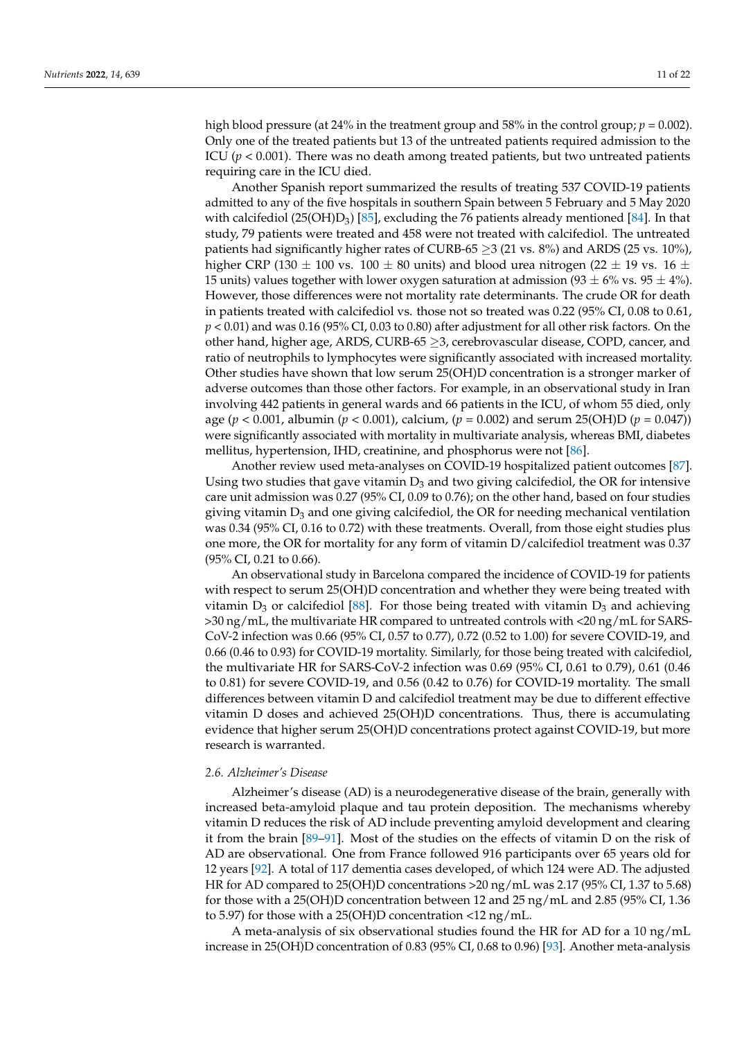high blood pressure (at 24% in the treatment group and 58% in the control group; $p = 0.002$). Only one of the treated patients but 13 of the untreated patients required admission to the ICU ($p < 0.001$). There was no death among treated patients, but two untreated patients requiring care in the ICU died.

Another Spanish report summarized the results of treating 537 COVID-19 patients admitted to any of the five hospitals in southern Spain between 5 February and 5 May 2020 with calcifediol ($25(OH)D_3$) [85], excluding the 76 patients already mentioned [84]. In that study, 79 patients were treated and 458 were not treated with calcifediol. The untreated patients had significantly higher rates of CURB-65 $\geq$3 (21 vs. 8%) and ARDS (25 vs. 10%), higher CRP (130 $\pm$ 100 vs. 100 $\pm$ 80 units) and blood urea nitrogen (22 $\pm$ 19 vs. 16 $\pm$ 15 units) values together with lower oxygen saturation at admission (93 $\pm$ 6% vs. 95 $\pm$ 4%). However, those differences were not mortality rate determinants. The crude OR for death in patients treated with calcifediol vs. those not so treated was 0.22 (95% CI, 0.08 to 0.61, $p < 0.01$) and was 0.16 (95% CI, 0.03 to 0.80) after adjustment for all other risk factors. On the other hand, higher age, ARDS, CURB-65 $\geq$3, cerebrovascular disease, COPD, cancer, and ratio of neutrophils to lymphocytes were significantly associated with increased mortality. Other studies have shown that low serum 25(OH)D concentration is a stronger marker of adverse outcomes than those other factors. For example, in an observational study in Iran involving 442 patients in general wards and 66 patients in the ICU, of whom 55 died, only age ($p < 0.001$, albumin ($p < 0.001$), calcium, ($p = 0.002$) and serum 25(OH)D ($p = 0.047$)) were significantly associated with mortality in multivariate analysis, whereas BMI, diabetes mellitus, hypertension, IHD, creatinine, and phosphorus were not [86].

Another review used meta-analyses on COVID-19 hospitalized patient outcomes [87]. Using two studies that gave vitamin $D_3$ and two giving calcifediol, the OR for intensive care unit admission was 0.27 (95% CI, 0.09 to 0.76); on the other hand, based on four studies giving vitamin $D_3$ and one giving calcifediol, the OR for needing mechanical ventilation was 0.34 (95% CI, 0.16 to 0.72) with these treatments. Overall, from those eight studies plus one more, the OR for mortality for any form of vitamin D/calcifediol treatment was 0.37 (95% CI, 0.21 to 0.66).

An observational study in Barcelona compared the incidence of COVID-19 for patients with respect to serum 25(OH)D concentration and whether they were being treated with vitamin $D_3$ or calcifediol [88]. For those being treated with vitamin $D_3$ and achieving >30 ng/mL, the multivariate HR compared to untreated controls with <20 ng/mL for SARS-CoV-2 infection was 0.66 (95% CI, 0.57 to 0.77), 0.72 (0.52 to 1.00) for severe COVID-19, and 0.66 (0.46 to 0.93) for COVID-19 mortality. Similarly, for those being treated with calcifediol, the multivariate HR for SARS-CoV-2 infection was 0.69 (95% CI, 0.61 to 0.79), 0.61 (0.46 to 0.81) for severe COVID-19, and 0.56 (0.42 to 0.76) for COVID-19 mortality. The small differences between vitamin D and calcifediol treatment may be due to different effective vitamin D doses and achieved 25(OH)D concentrations. Thus, there is accumulating evidence that higher serum 25(OH)D concentrations protect against COVID-19, but more research is warranted.

### *2.6. Alzheimer's Disease*

Alzheimer's disease (AD) is a neurodegenerative disease of the brain, generally with increased beta-amyloid plaque and tau protein deposition. The mechanisms whereby vitamin D reduces the risk of AD include preventing amyloid development and clearing it from the brain [89–91]. Most of the studies on the effects of vitamin D on the risk of AD are observational. One from France followed 916 participants over 65 years old for 12 years [92]. A total of 117 dementia cases developed, of which 124 were AD. The adjusted HR for AD compared to 25(OH)D concentrations >20 ng/mL was 2.17 (95% CI, 1.37 to 5.68) for those with a 25(OH)D concentration between 12 and 25 ng/mL and 2.85 (95% CI, 1.36 to 5.97) for those with a 25(OH)D concentration <12 ng/mL.

A meta-analysis of six observational studies found the HR for AD for a 10 ng/mL increase in 25(OH)D concentration of 0.83 (95% CI, 0.68 to 0.96) [93]. Another meta-analysis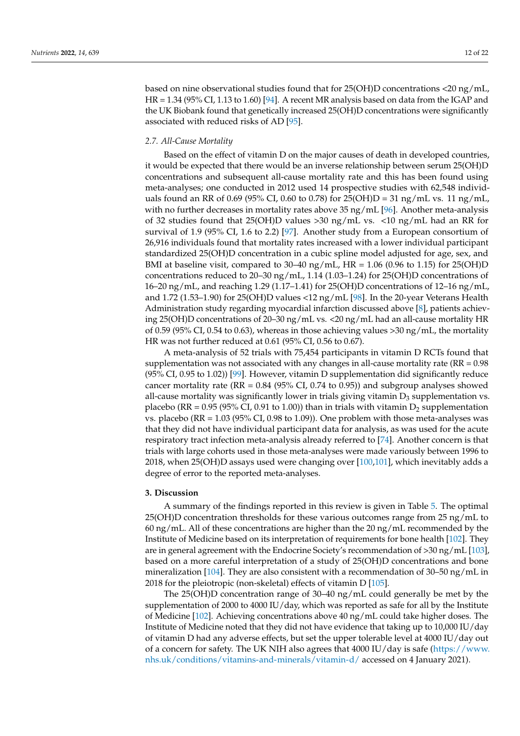based on nine observational studies found that for 25(OH)D concentrations <20 ng/mL, HR = 1.34 (95% CI, 1.13 to 1.60) [94]. A recent MR analysis based on data from the IGAP and the UK Biobank found that genetically increased 25(OH)D concentrations were significantly associated with reduced risks of AD [95].

### *2.7. All-Cause Mortality*

Based on the effect of vitamin D on the major causes of death in developed countries, it would be expected that there would be an inverse relationship between serum 25(OH)D concentrations and subsequent all-cause mortality rate and this has been found using meta-analyses; one conducted in 2012 used 14 prospective studies with 62,548 individuals found an RR of 0.69 (95% CI, 0.60 to 0.78) for 25(OH)D = 31 ng/mL vs. 11 ng/mL, with no further decreases in mortality rates above 35 ng/mL [96]. Another meta-analysis of 32 studies found that 25(OH)D values >30 ng/mL vs. <10 ng/mL had an RR for survival of 1.9 (95% CI, 1.6 to 2.2) [97]. Another study from a European consortium of 26,916 individuals found that mortality rates increased with a lower individual participant standardized 25(OH)D concentration in a cubic spline model adjusted for age, sex, and BMI at baseline visit, compared to 30–40 ng/mL, HR = 1.06 (0.96 to 1.15) for 25(OH)D concentrations reduced to 20–30 ng/mL, 1.14 (1.03–1.24) for 25(OH)D concentrations of 16–20 ng/mL, and reaching 1.29 (1.17–1.41) for 25(OH)D concentrations of 12–16 ng/mL, and 1.72 (1.53–1.90) for 25(OH)D values <12 ng/mL [98]. In the 20-year Veterans Health Administration study regarding myocardial infarction discussed above [8], patients achieving 25(OH)D concentrations of 20–30 ng/mL vs. <20 ng/mL had an all-cause mortality HR of 0.59 (95% CI, 0.54 to 0.63), whereas in those achieving values >30 ng/mL, the mortality HR was not further reduced at 0.61 (95% CI, 0.56 to 0.67).

A meta-analysis of 52 trials with 75,454 participants in vitamin D RCTs found that supplementation was not associated with any changes in all-cause mortality rate (RR = 0.98 (95% CI, 0.95 to 1.02)) [99]. However, vitamin D supplementation did significantly reduce cancer mortality rate (RR = 0.84 (95% CI, 0.74 to 0.95)) and subgroup analyses showed all-cause mortality was significantly lower in trials giving vitamin $D_3$ supplementation vs. placebo (RR = 0.95 (95% CI, 0.91 to 1.00)) than in trials with vitamin $D_2$ supplementation vs. placebo (RR = 1.03 (95% CI, 0.98 to 1.09)). One problem with those meta-analyses was that they did not have individual participant data for analysis, as was used for the acute respiratory tract infection meta-analysis already referred to [74]. Another concern is that trials with large cohorts used in those meta-analyses were made variously between 1996 to 2018, when 25(OH)D assays used were changing over [100,101], which inevitably adds a degree of error to the reported meta-analyses.

## 3. Discussion

A summary of the findings reported in this review is given in Table 5. The optimal 25(OH)D concentration thresholds for these various outcomes range from 25 ng/mL to 60 ng/mL. All of these concentrations are higher than the 20 ng/mL recommended by the Institute of Medicine based on its interpretation of requirements for bone health [102]. They are in general agreement with the Endocrine Society's recommendation of >30 ng/mL [103], based on a more careful interpretation of a study of 25(OH)D concentrations and bone mineralization [104]. They are also consistent with a recommendation of 30–50 ng/mL in 2018 for the pleiotropic (non-skeletal) effects of vitamin D [105].

The 25(OH)D concentration range of 30–40 ng/mL could generally be met by the supplementation of 2000 to 4000 IU/day, which was reported as safe for all by the Institute of Medicine [102]. Achieving concentrations above 40 ng/mL could take higher doses. The Institute of Medicine noted that they did not have evidence that taking up to 10,000 IU/day of vitamin D had any adverse effects, but set the upper tolerable level at 4000 IU/day out of a concern for safety. The UK NIH also agrees that 4000 IU/day is safe (https://www.nhs.uk/conditions/vitamins-and-minerals/vitamin-d/ accessed on 4 January 2021).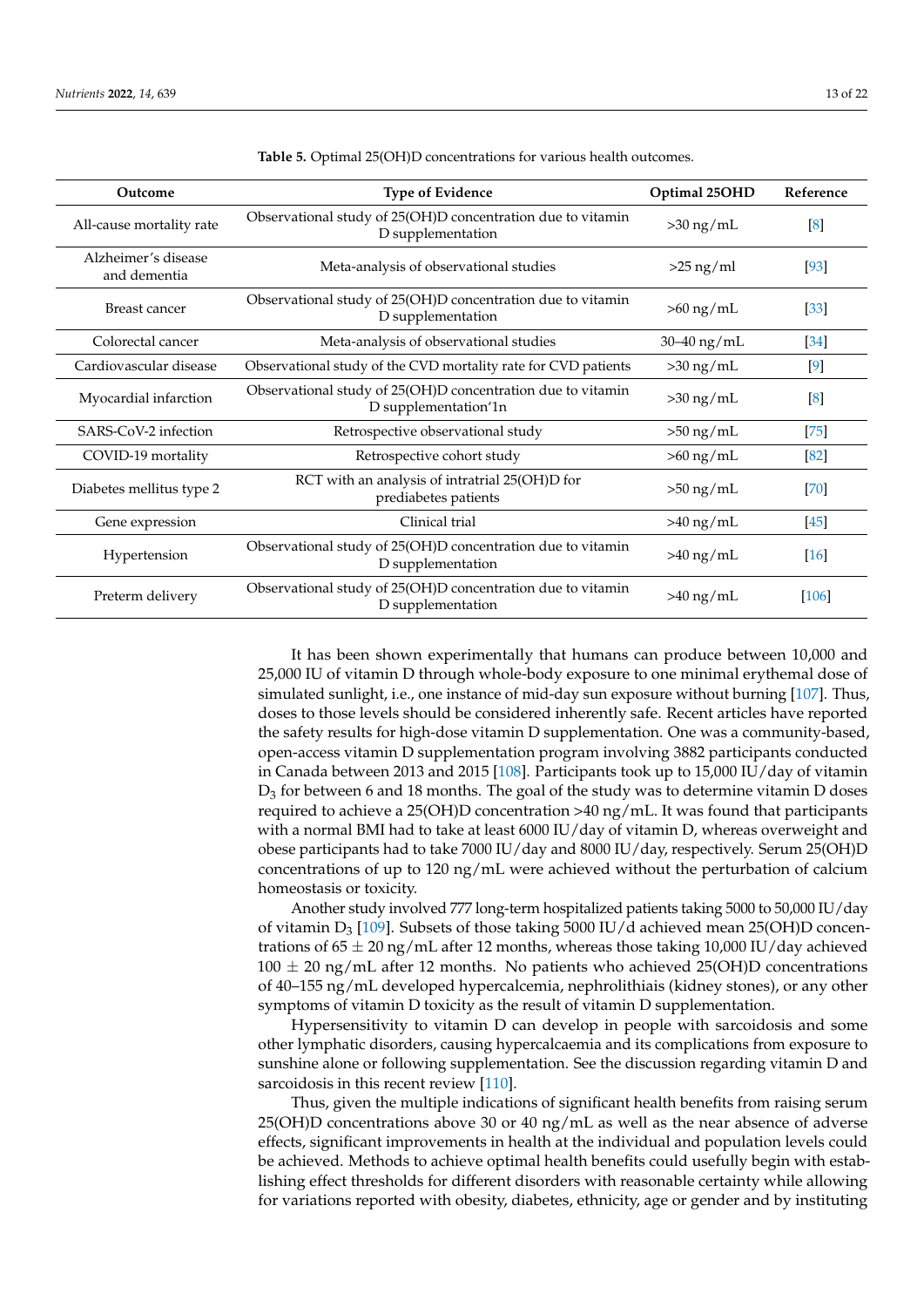**Table 5.** Optimal 25(OH)D concentrations for various health outcomes.

| Outcome | Type of Evidence | Optimal 25OHD | Reference |
|---|---|---|---|
| All-cause mortality rate | Observational study of 25(OH)D concentration due to vitamin D supplementation | >30 ng/mL | [8] |
| Alzheimer's disease and dementia | Meta-analysis of observational studies | >25 ng/ml | [93] |
| Breast cancer | Observational study of 25(OH)D concentration due to vitamin D supplementation | >60 ng/mL | [33] |
| Colorectal cancer | Meta-analysis of observational studies | 30–40 ng/mL | [34] |
| Cardiovascular disease | Observational study of the CVD mortality rate for CVD patients | >30 ng/mL | [9] |
| Myocardial infarction | Observational study of 25(OH)D concentration due to vitamin D supplementation'1n | >30 ng/mL | [8] |
| SARS-CoV-2 infection | Retrospective observational study | >50 ng/mL | [75] |
| COVID-19 mortality | Retrospective cohort study | >60 ng/mL | [82] |
| Diabetes mellitus type 2 | RCT with an analysis of intratrial 25(OH)D for prediabetes patients | >50 ng/mL | [70] |
| Gene expression | Clinical trial | >40 ng/mL | [45] |
| Hypertension | Observational study of 25(OH)D concentration due to vitamin D supplementation | >40 ng/mL | [16] |
| Preterm delivery | Observational study of 25(OH)D concentration due to vitamin D supplementation | >40 ng/mL | [106] |

It has been shown experimentally that humans can produce between 10,000 and 25,000 IU of vitamin D through whole-body exposure to one minimal erythemal dose of simulated sunlight, i.e., one instance of mid-day sun exposure without burning [107]. Thus, doses to those levels should be considered inherently safe. Recent articles have reported the safety results for high-dose vitamin D supplementation. One was a community-based, open-access vitamin D supplementation program involving 3882 participants conducted in Canada between 2013 and 2015 [108]. Participants took up to 15,000 IU/day of vitamin $D_3$ for between 6 and 18 months. The goal of the study was to determine vitamin D doses required to achieve a 25(OH)D concentration >40 ng/mL. It was found that participants with a normal BMI had to take at least 6000 IU/day of vitamin D, whereas overweight and obese participants had to take 7000 IU/day and 8000 IU/day, respectively. Serum 25(OH)D concentrations of up to 120 ng/mL were achieved without the perturbation of calcium homeostasis or toxicity.

Another study involved 777 long-term hospitalized patients taking 5000 to 50,000 IU/day of vitamin $D_3$ [109]. Subsets of those taking 5000 IU/d achieved mean 25(OH)D concentrations of $65 \pm 20$ ng/mL after 12 months, whereas those taking 10,000 IU/day achieved $100 \pm 20$ ng/mL after 12 months. No patients who achieved 25(OH)D concentrations of 40–155 ng/mL developed hypercalcemia, nephrolithiais (kidney stones), or any other symptoms of vitamin D toxicity as the result of vitamin D supplementation.

Hypersensitivity to vitamin D can develop in people with sarcoidosis and some other lymphatic disorders, causing hypercalcaemia and its complications from exposure to sunshine alone or following supplementation. See the discussion regarding vitamin D and sarcoidosis in this recent review [110].

Thus, given the multiple indications of significant health benefits from raising serum 25(OH)D concentrations above 30 or 40 ng/mL as well as the near absence of adverse effects, significant improvements in health at the individual and population levels could be achieved. Methods to achieve optimal health benefits could usefully begin with establishing effect thresholds for different disorders with reasonable certainty while allowing for variations reported with obesity, diabetes, ethnicity, age or gender and by instituting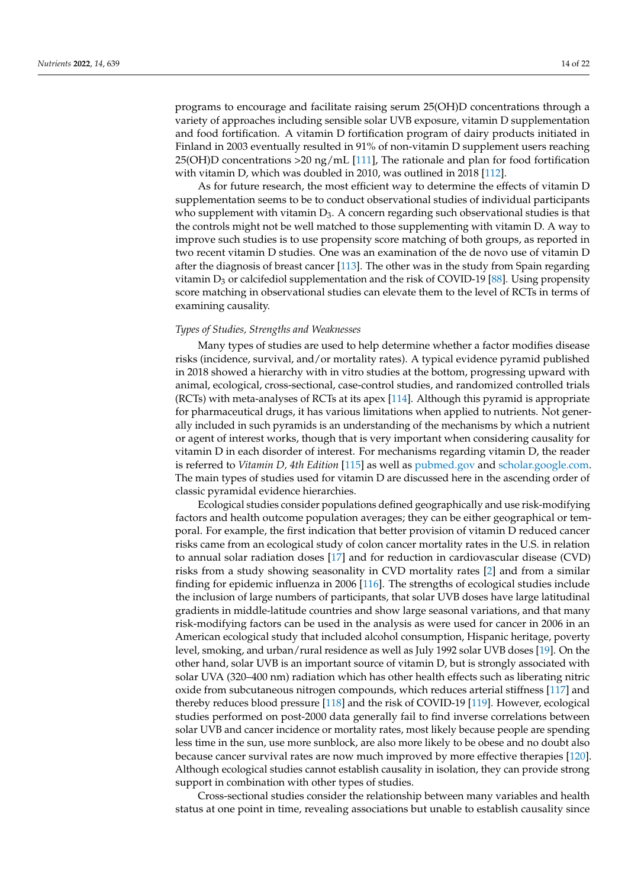programs to encourage and facilitate raising serum 25(OH)D concentrations through a variety of approaches including sensible solar UVB exposure, vitamin D supplementation and food fortification. A vitamin D fortification program of dairy products initiated in Finland in 2003 eventually resulted in 91% of non-vitamin D supplement users reaching 25(OH)D concentrations >20 ng/mL [111], The rationale and plan for food fortification with vitamin D, which was doubled in 2010, was outlined in 2018 [112].

As for future research, the most efficient way to determine the effects of vitamin D supplementation seems to be to conduct observational studies of individual participants who supplement with vitamin $D_3$. A concern regarding such observational studies is that the controls might not be well matched to those supplementing with vitamin D. A way to improve such studies is to use propensity score matching of both groups, as reported in two recent vitamin D studies. One was an examination of the de novo use of vitamin D after the diagnosis of breast cancer [113]. The other was in the study from Spain regarding vitamin $D_3$ or calcifediol supplementation and the risk of COVID-19 [88]. Using propensity score matching in observational studies can elevate them to the level of RCTs in terms of examining causality.

*Types of Studies, Strengths and Weaknesses*

Many types of studies are used to help determine whether a factor modifies disease risks (incidence, survival, and/or mortality rates). A typical evidence pyramid published in 2018 showed a hierarchy with in vitro studies at the bottom, progressing upward with animal, ecological, cross-sectional, case-control studies, and randomized controlled trials (RCTs) with meta-analyses of RCTs at its apex [114]. Although this pyramid is appropriate for pharmaceutical drugs, it has various limitations when applied to nutrients. Not generally included in such pyramids is an understanding of the mechanisms by which a nutrient or agent of interest works, though that is very important when considering causality for vitamin D in each disorder of interest. For mechanisms regarding vitamin D, the reader is referred to *Vitamin D, 4th Edition* [115] as well as pubmed.gov and scholar.google.com. The main types of studies used for vitamin D are discussed here in the ascending order of classic pyramidal evidence hierarchies.

Ecological studies consider populations defined geographically and use risk-modifying factors and health outcome population averages; they can be either geographical or temporal. For example, the first indication that better provision of vitamin D reduced cancer risks came from an ecological study of colon cancer mortality rates in the U.S. in relation to annual solar radiation doses [17] and for reduction in cardiovascular disease (CVD) risks from a study showing seasonality in CVD mortality rates [2] and from a similar finding for epidemic influenza in 2006 [116]. The strengths of ecological studies include the inclusion of large numbers of participants, that solar UVB doses have large latitudinal gradients in middle-latitude countries and show large seasonal variations, and that many risk-modifying factors can be used in the analysis as were used for cancer in 2006 in an American ecological study that included alcohol consumption, Hispanic heritage, poverty level, smoking, and urban/rural residence as well as July 1992 solar UVB doses [19]. On the other hand, solar UVB is an important source of vitamin D, but is strongly associated with solar UVA (320–400 nm) radiation which has other health effects such as liberating nitric oxide from subcutaneous nitrogen compounds, which reduces arterial stiffness [117] and thereby reduces blood pressure [118] and the risk of COVID-19 [119]. However, ecological studies performed on post-2000 data generally fail to find inverse correlations between solar UVB and cancer incidence or mortality rates, most likely because people are spending less time in the sun, use more sunblock, are also more likely to be obese and no doubt also because cancer survival rates are now much improved by more effective therapies [120]. Although ecological studies cannot establish causality in isolation, they can provide strong support in combination with other types of studies.

Cross-sectional studies consider the relationship between many variables and health status at one point in time, revealing associations but unable to establish causality since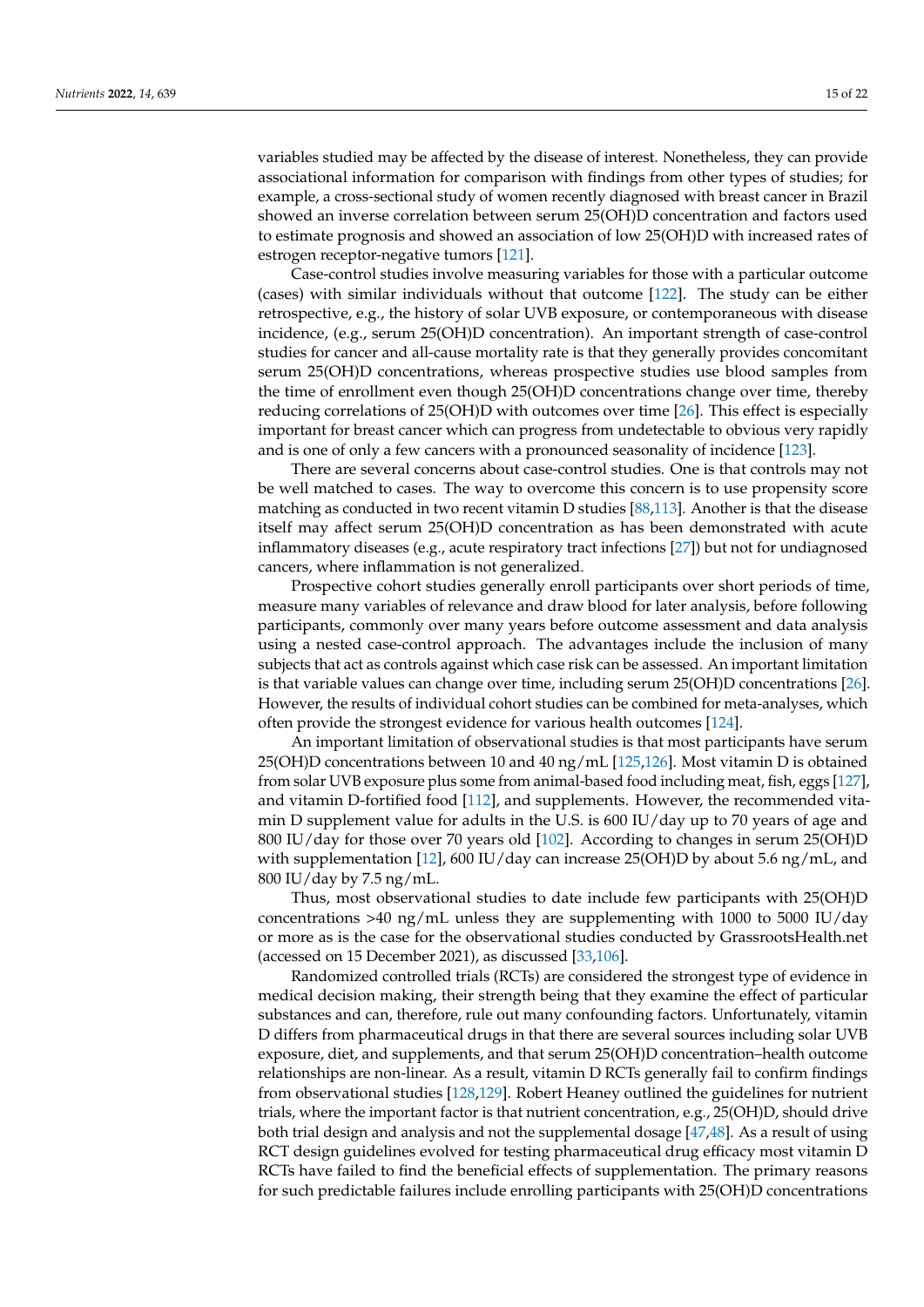variables studied may be affected by the disease of interest. Nonetheless, they can provide associational information for comparison with findings from other types of studies; for example, a cross-sectional study of women recently diagnosed with breast cancer in Brazil showed an inverse correlation between serum 25(OH)D concentration and factors used to estimate prognosis and showed an association of low 25(OH)D with increased rates of estrogen receptor-negative tumors [121].

Case-control studies involve measuring variables for those with a particular outcome (cases) with similar individuals without that outcome [122]. The study can be either retrospective, e.g., the history of solar UVB exposure, or contemporaneous with disease incidence, (e.g., serum 25(OH)D concentration). An important strength of case-control studies for cancer and all-cause mortality rate is that they generally provides concomitant serum 25(OH)D concentrations, whereas prospective studies use blood samples from the time of enrollment even though 25(OH)D concentrations change over time, thereby reducing correlations of 25(OH)D with outcomes over time [26]. This effect is especially important for breast cancer which can progress from undetectable to obvious very rapidly and is one of only a few cancers with a pronounced seasonality of incidence [123].

There are several concerns about case-control studies. One is that controls may not be well matched to cases. The way to overcome this concern is to use propensity score matching as conducted in two recent vitamin D studies [88,113]. Another is that the disease itself may affect serum 25(OH)D concentration as has been demonstrated with acute inflammatory diseases (e.g., acute respiratory tract infections [27]) but not for undiagnosed cancers, where inflammation is not generalized.

Prospective cohort studies generally enroll participants over short periods of time, measure many variables of relevance and draw blood for later analysis, before following participants, commonly over many years before outcome assessment and data analysis using a nested case-control approach. The advantages include the inclusion of many subjects that act as controls against which case risk can be assessed. An important limitation is that variable values can change over time, including serum 25(OH)D concentrations [26]. However, the results of individual cohort studies can be combined for meta-analyses, which often provide the strongest evidence for various health outcomes [124].

An important limitation of observational studies is that most participants have serum 25(OH)D concentrations between 10 and 40 ng/mL [125,126]. Most vitamin D is obtained from solar UVB exposure plus some from animal-based food including meat, fish, eggs [127], and vitamin D-fortified food [112], and supplements. However, the recommended vitamin D supplement value for adults in the U.S. is 600 IU/day up to 70 years of age and 800 IU/day for those over 70 years old [102]. According to changes in serum 25(OH)D with supplementation [12], 600 IU/day can increase 25(OH)D by about 5.6 ng/mL, and 800 IU/day by 7.5 ng/mL.

Thus, most observational studies to date include few participants with 25(OH)D concentrations >40 ng/mL unless they are supplementing with 1000 to 5000 IU/day or more as is the case for the observational studies conducted by GrassrootsHealth.net (accessed on 15 December 2021), as discussed [33,106].

Randomized controlled trials (RCTs) are considered the strongest type of evidence in medical decision making, their strength being that they examine the effect of particular substances and can, therefore, rule out many confounding factors. Unfortunately, vitamin D differs from pharmaceutical drugs in that there are several sources including solar UVB exposure, diet, and supplements, and that serum 25(OH)D concentration–health outcome relationships are non-linear. As a result, vitamin D RCTs generally fail to confirm findings from observational studies [128,129]. Robert Heaney outlined the guidelines for nutrient trials, where the important factor is that nutrient concentration, e.g., 25(OH)D, should drive both trial design and analysis and not the supplemental dosage [47,48]. As a result of using RCT design guidelines evolved for testing pharmaceutical drug efficacy most vitamin D RCTs have failed to find the beneficial effects of supplementation. The primary reasons for such predictable failures include enrolling participants with 25(OH)D concentrations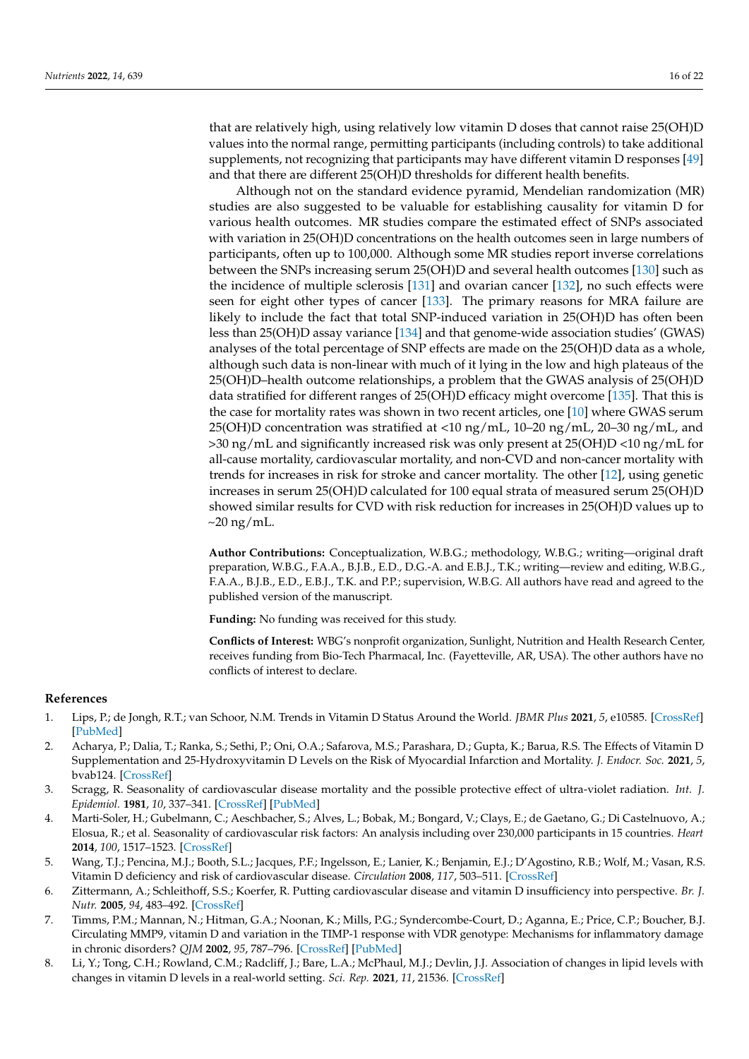that are relatively high, using relatively low vitamin D doses that cannot raise 25(OH)D values into the normal range, permitting participants (including controls) to take additional supplements, not recognizing that participants may have different vitamin D responses [49] and that there are different 25(OH)D thresholds for different health benefits.

Although not on the standard evidence pyramid, Mendelian randomization (MR) studies are also suggested to be valuable for establishing causality for vitamin D for various health outcomes. MR studies compare the estimated effect of SNPs associated with variation in 25(OH)D concentrations on the health outcomes seen in large numbers of participants, often up to 100,000. Although some MR studies report inverse correlations between the SNPs increasing serum 25(OH)D and several health outcomes [130] such as the incidence of multiple sclerosis [131] and ovarian cancer [132], no such effects were seen for eight other types of cancer [133]. The primary reasons for MRA failure are likely to include the fact that total SNP-induced variation in 25(OH)D has often been less than 25(OH)D assay variance [134] and that genome-wide association studies' (GWAS) analyses of the total percentage of SNP effects are made on the 25(OH)D data as a whole, although such data is non-linear with much of it lying in the low and high plateaus of the 25(OH)D–health outcome relationships, a problem that the GWAS analysis of 25(OH)D data stratified for different ranges of 25(OH)D efficacy might overcome [135]. That this is the case for mortality rates was shown in two recent articles, one [10] where GWAS serum 25(OH)D concentration was stratified at <10 ng/mL, 10–20 ng/mL, 20–30 ng/mL, and >30 ng/mL and significantly increased risk was only present at 25(OH)D <10 ng/mL for all-cause mortality, cardiovascular mortality, and non-CVD and non-cancer mortality with trends for increases in risk for stroke and cancer mortality. The other [12], using genetic increases in serum 25(OH)D calculated for 100 equal strata of measured serum 25(OH)D showed similar results for CVD with risk reduction for increases in 25(OH)D values up to ~20 ng/mL.

**Author Contributions:** Conceptualization, W.B.G.; methodology, W.B.G.; writing—original draft preparation, W.B.G., F.A.A., B.J.B., E.D., D.G.-A. and E.B.J., T.K.; writing—review and editing, W.B.G., F.A.A., B.J.B., E.D., E.B.J., T.K. and P.P.; supervision, W.B.G. All authors have read and agreed to the published version of the manuscript.

**Funding:** No funding was received for this study.

**Conflicts of Interest:** WBG's nonprofit organization, Sunlight, Nutrition and Health Research Center, receives funding from Bio-Tech Pharmacal, Inc. (Fayetteville, AR, USA). The other authors have no conflicts of interest to declare.

## References

1. Lips, P.; de Jongh, R.T.; van Schoor, N.M. Trends in Vitamin D Status Around the World. *JBMR Plus* **2021**, *5*, e10585. [CrossRef] [PubMed]
2. Acharya, P.; Dalia, T.; Ranka, S.; Sethi, P.; Oni, O.A.; Safarova, M.S.; Parashara, D.; Gupta, K.; Barua, R.S. The Effects of Vitamin D Supplementation and 25-Hydroxyvitamin D Levels on the Risk of Myocardial Infarction and Mortality. *J. Endocr. Soc.* **2021**, *5*, bvab124. [CrossRef]
3. Scragg, R. Seasonality of cardiovascular disease mortality and the possible protective effect of ultra-violet radiation. *Int. J. Epidemiol.* **1981**, *10*, 337–341. [CrossRef] [PubMed]
4. Marti-Soler, H.; Gubelmann, C.; Aeschbacher, S.; Alves, L.; Bobak, M.; Bongard, V.; Clays, E.; de Gaetano, G.; Di Castelnuovo, A.; Elosua, R.; et al. Seasonality of cardiovascular risk factors: An analysis including over 230,000 participants in 15 countries. *Heart* **2014**, *100*, 1517–1523. [CrossRef]
5. Wang, T.J.; Pencina, M.J.; Booth, S.L.; Jacques, P.F.; Ingelsson, E.; Lanier, K.; Benjamin, E.J.; D'Agostino, R.B.; Wolf, M.; Vasan, R.S. Vitamin D deficiency and risk of cardiovascular disease. *Circulation* **2008**, *117*, 503–511. [CrossRef]
6. Zittermann, A.; Schleithoff, S.S.; Koerfer, R. Putting cardiovascular disease and vitamin D insufficiency into perspective. *Br. J. Nutr.* **2005**, *94*, 483–492. [CrossRef]
7. Timms, P.M.; Mannan, N.; Hitman, G.A.; Noonan, K.; Mills, P.G.; Syndercombe-Court, D.; Aganna, E.; Price, C.P.; Boucher, B.J. Circulating MMP9, vitamin D and variation in the TIMP-1 response with VDR genotype: Mechanisms for inflammatory damage in chronic disorders? *QJM* **2002**, *95*, 787–796. [CrossRef] [PubMed]
8. Li, Y.; Tong, C.H.; Rowland, C.M.; Radcliff, J.; Bare, L.A.; McPhaul, M.J.; Devlin, J.J. Association of changes in lipid levels with changes in vitamin D levels in a real-world setting. *Sci. Rep.* **2021**, *11*, 21536. [CrossRef]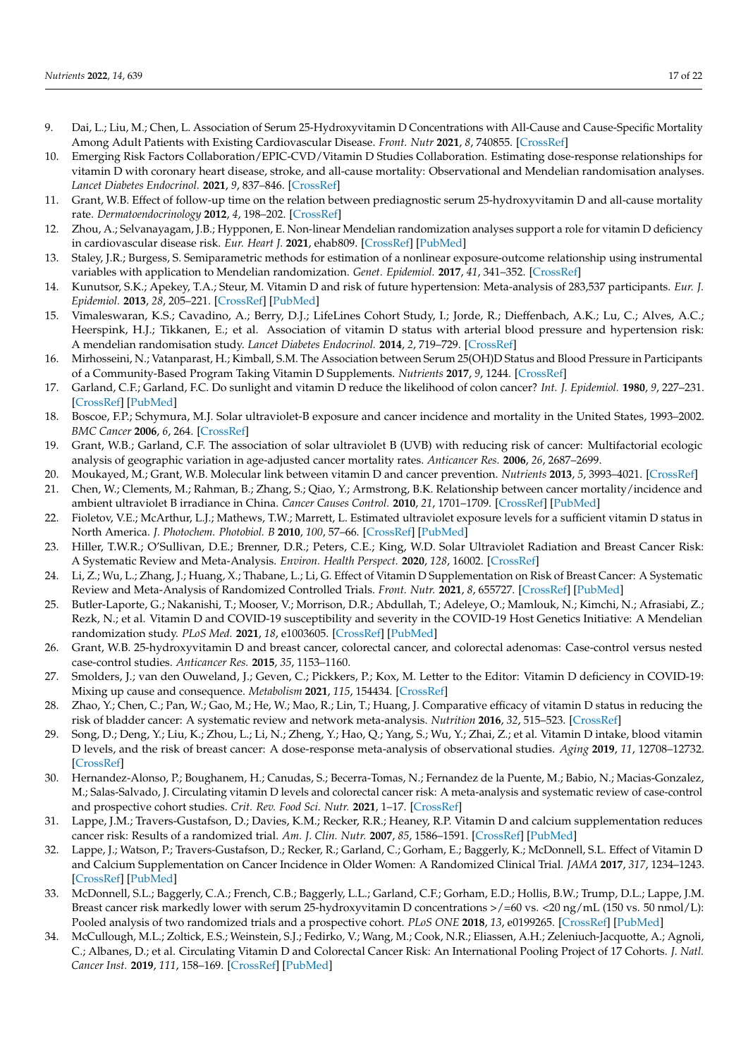9. Dai, L.; Liu, M.; Chen, L. Association of Serum 25-Hydroxyvitamin D Concentrations with All-Cause and Cause-Specific Mortality Among Adult Patients with Existing Cardiovascular Disease. *Front. Nutr* **2021**, *8*, 740855. [CrossRef]
10. Emerging Risk Factors Collaboration/EPIC-CVD/Vitamin D Studies Collaboration. Estimating dose-response relationships for vitamin D with coronary heart disease, stroke, and all-cause mortality: Observational and Mendelian randomisation analyses. *Lancet Diabetes Endocrinol.* **2021**, *9*, 837–846. [CrossRef]
11. Grant, W.B. Effect of follow-up time on the relation between prediagnostic serum 25-hydroxyvitamin D and all-cause mortality rate. *Dermatoendocrinology* **2012**, *4*, 198–202. [CrossRef]
12. Zhou, A.; Selvanayagam, J.B.; Hypponen, E. Non-linear Mendelian randomization analyses support a role for vitamin D deficiency in cardiovascular disease risk. *Eur. Heart J.* **2021**, ehab809. [CrossRef] [PubMed]
13. Staley, J.R.; Burgess, S. Semiparametric methods for estimation of a nonlinear exposure-outcome relationship using instrumental variables with application to Mendelian randomization. *Genet. Epidemiol.* **2017**, *41*, 341–352. [CrossRef]
14. Kunutsor, S.K.; Apekey, T.A.; Steur, M. Vitamin D and risk of future hypertension: Meta-analysis of 283,537 participants. *Eur. J. Epidemiol.* **2013**, *28*, 205–221. [CrossRef] [PubMed]
15. Vimaleswaran, K.S.; Cavadino, A.; Berry, D.J.; LifeLines Cohort Study, I.; Jorde, R.; Dieffenbach, A.K.; Lu, C.; Alves, A.C.; Heerspink, H.J.; Tikkanen, E.; et al. Association of vitamin D status with arterial blood pressure and hypertension risk: A mendelian randomisation study. *Lancet Diabetes Endocrinol.* **2014**, *2*, 719–729. [CrossRef]
16. Mirhosseini, N.; Vatanparast, H.; Kimball, S.M. The Association between Serum 25(OH)D Status and Blood Pressure in Participants of a Community-Based Program Taking Vitamin D Supplements. *Nutrients* **2017**, *9*, 1244. [CrossRef]
17. Garland, C.F.; Garland, F.C. Do sunlight and vitamin D reduce the likelihood of colon cancer? *Int. J. Epidemiol.* **1980**, *9*, 227–231. [CrossRef] [PubMed]
18. Boscoe, F.P.; Schymura, M.J. Solar ultraviolet-B exposure and cancer incidence and mortality in the United States, 1993–2002. *BMC Cancer* **2006**, *6*, 264. [CrossRef]
19. Grant, W.B.; Garland, C.F. The association of solar ultraviolet B (UVB) with reducing risk of cancer: Multifactorial ecologic analysis of geographic variation in age-adjusted cancer mortality rates. *Anticancer Res.* **2006**, *26*, 2687–2699.
20. Moukayed, M.; Grant, W.B. Molecular link between vitamin D and cancer prevention. *Nutrients* **2013**, *5*, 3993–4021. [CrossRef]
21. Chen, W.; Clements, M.; Rahman, B.; Zhang, S.; Qiao, Y.; Armstrong, B.K. Relationship between cancer mortality/incidence and ambient ultraviolet B irradiance in China. *Cancer Causes Control.* **2010**, *21*, 1701–1709. [CrossRef] [PubMed]
22. Fioletov, V.E.; McArthur, L.J.; Mathews, T.W.; Marrett, L. Estimated ultraviolet exposure levels for a sufficient vitamin D status in North America. *J. Photochem. Photobiol. B* **2010**, *100*, 57–66. [CrossRef] [PubMed]
23. Hiller, T.W.R.; O'Sullivan, D.E.; Brenner, D.R.; Peters, C.E.; King, W.D. Solar Ultraviolet Radiation and Breast Cancer Risk: A Systematic Review and Meta-Analysis. *Environ. Health Perspect.* **2020**, *128*, 16002. [CrossRef]
24. Li, Z.; Wu, L.; Zhang, J.; Huang, X.; Thabane, L.; Li, G. Effect of Vitamin D Supplementation on Risk of Breast Cancer: A Systematic Review and Meta-Analysis of Randomized Controlled Trials. *Front. Nutr.* **2021**, *8*, 655727. [CrossRef] [PubMed]
25. Butler-Laporte, G.; Nakanishi, T.; Mooser, V.; Morrison, D.R.; Abdullah, T.; Adeleye, O.; Mamlouk, N.; Kimchi, N.; Afrasiabi, Z.; Rezk, N.; et al. Vitamin D and COVID-19 susceptibility and severity in the COVID-19 Host Genetics Initiative: A Mendelian randomization study. *PLoS Med.* **2021**, *18*, e1003605. [CrossRef] [PubMed]
26. Grant, W.B. 25-hydroxyvitamin D and breast cancer, colorectal cancer, and colorectal adenomas: Case-control versus nested case-control studies. *Anticancer Res.* **2015**, *35*, 1153–1160.
27. Smolders, J.; van den Ouweland, J.; Geven, C.; Pickkers, P.; Kox, M. Letter to the Editor: Vitamin D deficiency in COVID-19: Mixing up cause and consequence. *Metabolism* **2021**, *115*, 154434. [CrossRef]
28. Zhao, Y.; Chen, C.; Pan, W.; Gao, M.; He, W.; Mao, R.; Lin, T.; Huang, J. Comparative efficacy of vitamin D status in reducing the risk of bladder cancer: A systematic review and network meta-analysis. *Nutrition* **2016**, *32*, 515–523. [CrossRef]
29. Song, D.; Deng, Y.; Liu, K.; Zhou, L.; Li, N.; Zheng, Y.; Hao, Q.; Yang, S.; Wu, Y.; Zhai, Z.; et al. Vitamin D intake, blood vitamin D levels, and the risk of breast cancer: A dose-response meta-analysis of observational studies. *Aging* **2019**, *11*, 12708–12732. [CrossRef]
30. Hernandez-Alonso, P.; Boughanem, H.; Canudas, S.; Becerra-Tomas, N.; Fernandez de la Puente, M.; Babio, N.; Macias-Gonzalez, M.; Salas-Salvado, J. Circulating vitamin D levels and colorectal cancer risk: A meta-analysis and systematic review of case-control and prospective cohort studies. *Crit. Rev. Food Sci. Nutr.* **2021**, 1–17. [CrossRef]
31. Lappe, J.M.; Travers-Gustafson, D.; Davies, K.M.; Recker, R.R.; Heaney, R.P. Vitamin D and calcium supplementation reduces cancer risk: Results of a randomized trial. *Am. J. Clin. Nutr.* **2007**, *85*, 1586–1591. [CrossRef] [PubMed]
32. Lappe, J.; Watson, P.; Travers-Gustafson, D.; Recker, R.; Garland, C.; Gorham, E.; Baggerly, K.; McDonnell, S.L. Effect of Vitamin D and Calcium Supplementation on Cancer Incidence in Older Women: A Randomized Clinical Trial. *JAMA* **2017**, *317*, 1234–1243. [CrossRef] [PubMed]
33. McDonnell, S.L.; Baggerly, C.A.; French, C.B.; Baggerly, L.L.; Garland, C.F.; Gorham, E.D.; Hollis, B.W.; Trump, D.L.; Lappe, J.M. Breast cancer risk markedly lower with serum 25-hydroxyvitamin D concentrations >/=60 vs. <20 ng/mL (150 vs. 50 nmol/L): Pooled analysis of two randomized trials and a prospective cohort. *PLoS ONE* **2018**, *13*, e0199265. [CrossRef] [PubMed]
34. McCullough, M.L.; Zoltick, E.S.; Weinstein, S.J.; Fedirko, V.; Wang, M.; Cook, N.R.; Eliassen, A.H.; Zeleniuch-Jacquotte, A.; Agnoli, C.; Albanes, D.; et al. Circulating Vitamin D and Colorectal Cancer Risk: An International Pooling Project of 17 Cohorts. *J. Natl. Cancer Inst.* **2019**, *111*, 158–169. [CrossRef] [PubMed]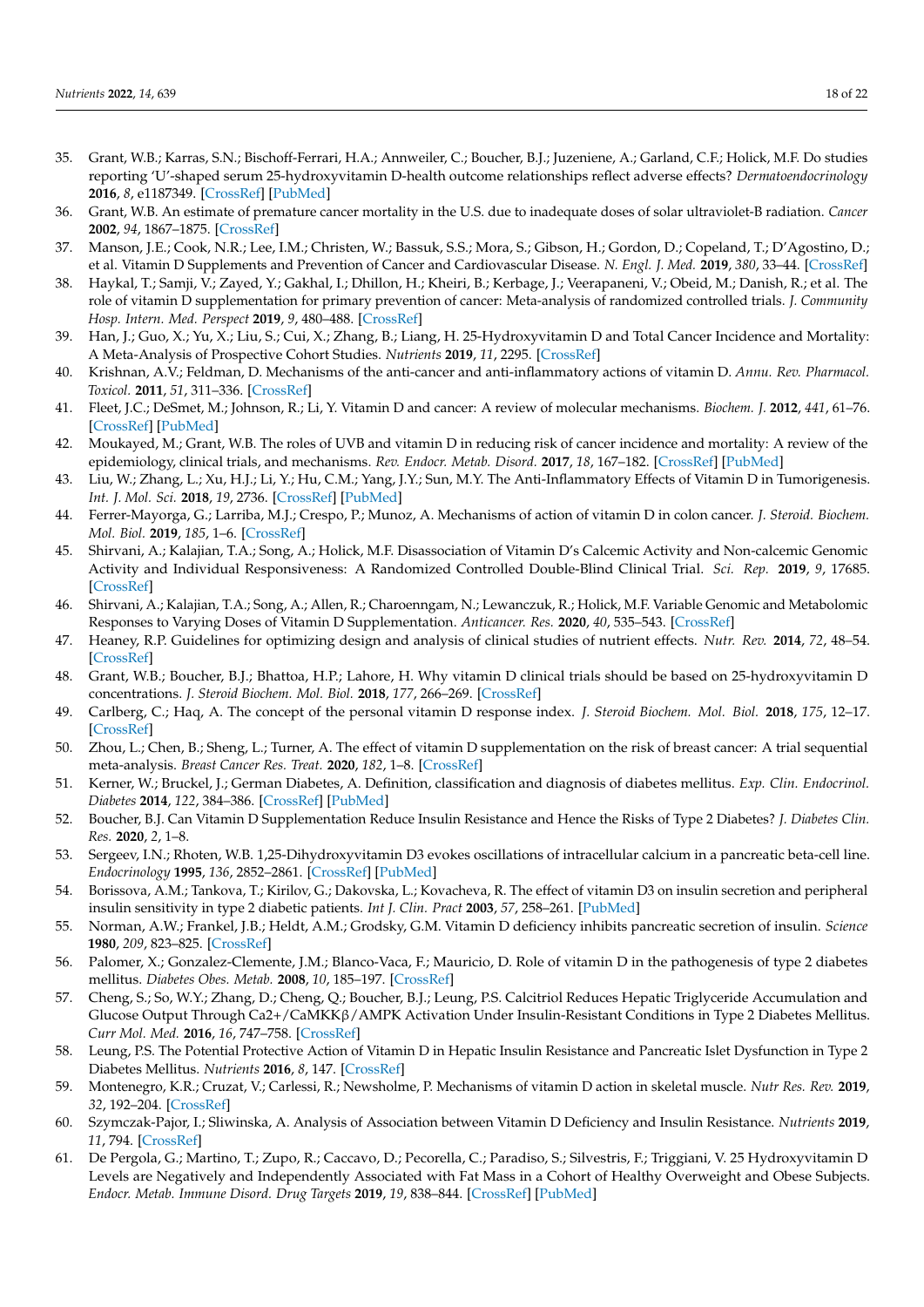35. Grant, W.B.; Karras, S.N.; Bischoff-Ferrari, H.A.; Annweiler, C.; Boucher, B.J.; Juzeniene, A.; Garland, C.F.; Holick, M.F. Do studies reporting 'U'-shaped serum 25-hydroxyvitamin D-health outcome relationships reflect adverse effects? *Dermatoendocrinology* **2016**, *8*, e1187349. [CrossRef] [PubMed]
36. Grant, W.B. An estimate of premature cancer mortality in the U.S. due to inadequate doses of solar ultraviolet-B radiation. *Cancer* **2002**, *94*, 1867–1875. [CrossRef]
37. Manson, J.E.; Cook, N.R.; Lee, I.M.; Christen, W.; Bassuk, S.S.; Mora, S.; Gibson, H.; Gordon, D.; Copeland, T.; D'Agostino, D.; et al. Vitamin D Supplements and Prevention of Cancer and Cardiovascular Disease. *N. Engl. J. Med.* **2019**, *380*, 33–44. [CrossRef]
38. Haykal, T.; Samji, V.; Zayed, Y.; Gakhal, I.; Dhillon, H.; Kheiri, B.; Kerbage, J.; Veerapaneni, V.; Obeid, M.; Danish, R.; et al. The role of vitamin D supplementation for primary prevention of cancer: Meta-analysis of randomized controlled trials. *J. Community Hosp. Intern. Med. Perspect* **2019**, *9*, 480–488. [CrossRef]
39. Han, J.; Guo, X.; Yu, X.; Liu, S.; Cui, X.; Zhang, B.; Liang, H. 25-Hydroxyvitamin D and Total Cancer Incidence and Mortality: A Meta-Analysis of Prospective Cohort Studies. *Nutrients* **2019**, *11*, 2295. [CrossRef]
40. Krishnan, A.V.; Feldman, D. Mechanisms of the anti-cancer and anti-inflammatory actions of vitamin D. *Annu. Rev. Pharmacol. Toxicol.* **2011**, *51*, 311–336. [CrossRef]
41. Fleet, J.C.; DeSmet, M.; Johnson, R.; Li, Y. Vitamin D and cancer: A review of molecular mechanisms. *Biochem. J.* **2012**, *441*, 61–76. [CrossRef] [PubMed]
42. Moukayed, M.; Grant, W.B. The roles of UVB and vitamin D in reducing risk of cancer incidence and mortality: A review of the epidemiology, clinical trials, and mechanisms. *Rev. Endocr. Metab. Disord.* **2017**, *18*, 167–182. [CrossRef] [PubMed]
43. Liu, W.; Zhang, L.; Xu, H.J.; Li, Y.; Hu, C.M.; Yang, J.Y.; Sun, M.Y. The Anti-Inflammatory Effects of Vitamin D in Tumorigenesis. *Int. J. Mol. Sci.* **2018**, *19*, 2736. [CrossRef] [PubMed]
44. Ferrer-Mayorga, G.; Larriba, M.J.; Crespo, P.; Munoz, A. Mechanisms of action of vitamin D in colon cancer. *J. Steroid. Biochem. Mol. Biol.* **2019**, *185*, 1–6. [CrossRef]
45. Shirvani, A.; Kalajian, T.A.; Song, A.; Holick, M.F. Disassociation of Vitamin D's Calcemic Activity and Non-calcemic Genomic Activity and Individual Responsiveness: A Randomized Controlled Double-Blind Clinical Trial. *Sci. Rep.* **2019**, *9*, 17685. [CrossRef]
46. Shirvani, A.; Kalajian, T.A.; Song, A.; Allen, R.; Charoenngam, N.; Lewanczuk, R.; Holick, M.F. Variable Genomic and Metabolomic Responses to Varying Doses of Vitamin D Supplementation. *Anticancer. Res.* **2020**, *40*, 535–543. [CrossRef]
47. Heaney, R.P. Guidelines for optimizing design and analysis of clinical studies of nutrient effects. *Nutr. Rev.* **2014**, *72*, 48–54. [CrossRef]
48. Grant, W.B.; Boucher, B.J.; Bhattoa, H.P.; Lahore, H. Why vitamin D clinical trials should be based on 25-hydroxyvitamin D concentrations. *J. Steroid Biochem. Mol. Biol.* **2018**, *177*, 266–269. [CrossRef]
49. Carlberg, C.; Haq, A. The concept of the personal vitamin D response index. *J. Steroid Biochem. Mol. Biol.* **2018**, *175*, 12–17. [CrossRef]
50. Zhou, L.; Chen, B.; Sheng, L.; Turner, A. The effect of vitamin D supplementation on the risk of breast cancer: A trial sequential meta-analysis. *Breast Cancer Res. Treat.* **2020**, *182*, 1–8. [CrossRef]
51. Kerner, W.; Bruckel, J.; German Diabetes, A. Definition, classification and diagnosis of diabetes mellitus. *Exp. Clin. Endocrinol. Diabetes* **2014**, *122*, 384–386. [CrossRef] [PubMed]
52. Boucher, B.J. Can Vitamin D Supplementation Reduce Insulin Resistance and Hence the Risks of Type 2 Diabetes? *J. Diabetes Clin. Res.* **2020**, *2*, 1–8.
53. Sergeev, I.N.; Rhoten, W.B. 1,25-Dihydroxyvitamin D3 evokes oscillations of intracellular calcium in a pancreatic beta-cell line. *Endocrinology* **1995**, *136*, 2852–2861. [CrossRef] [PubMed]
54. Borissova, A.M.; Tankova, T.; Kirilov, G.; Dakovska, L.; Kovacheva, R. The effect of vitamin D3 on insulin secretion and peripheral insulin sensitivity in type 2 diabetic patients. *Int J. Clin. Pract* **2003**, *57*, 258–261. [PubMed]
55. Norman, A.W.; Frankel, J.B.; Heldt, A.M.; Grodsky, G.M. Vitamin D deficiency inhibits pancreatic secretion of insulin. *Science* **1980**, *209*, 823–825. [CrossRef]
56. Palomer, X.; Gonzalez-Clemente, J.M.; Blanco-Vaca, F.; Mauricio, D. Role of vitamin D in the pathogenesis of type 2 diabetes mellitus. *Diabetes Obes. Metab.* **2008**, *10*, 185–197. [CrossRef]
57. Cheng, S.; So, W.Y.; Zhang, D.; Cheng, Q.; Boucher, B.J.; Leung, P.S. Calcitriol Reduces Hepatic Triglyceride Accumulation and Glucose Output Through Ca2+/CaMKKβ/AMPK Activation Under Insulin-Resistant Conditions in Type 2 Diabetes Mellitus. *Curr Mol. Med.* **2016**, *16*, 747–758. [CrossRef]
58. Leung, P.S. The Potential Protective Action of Vitamin D in Hepatic Insulin Resistance and Pancreatic Islet Dysfunction in Type 2 Diabetes Mellitus. *Nutrients* **2016**, *8*, 147. [CrossRef]
59. Montenegro, K.R.; Cruzat, V.; Carlessi, R.; Newsholme, P. Mechanisms of vitamin D action in skeletal muscle. *Nutr Res. Rev.* **2019**, *32*, 192–204. [CrossRef]
60. Szymczak-Pajor, I.; Sliwinska, A. Analysis of Association between Vitamin D Deficiency and Insulin Resistance. *Nutrients* **2019**, *11*, 794. [CrossRef]
61. De Pergola, G.; Martino, T.; Zupo, R.; Caccavo, D.; Pecorella, C.; Paradiso, S.; Silvestris, F.; Triggiani, V. 25 Hydroxyvitamin D Levels are Negatively and Independently Associated with Fat Mass in a Cohort of Healthy Overweight and Obese Subjects. *Endocr. Metab. Immune Disord. Drug Targets* **2019**, *19*, 838–844. [CrossRef] [PubMed]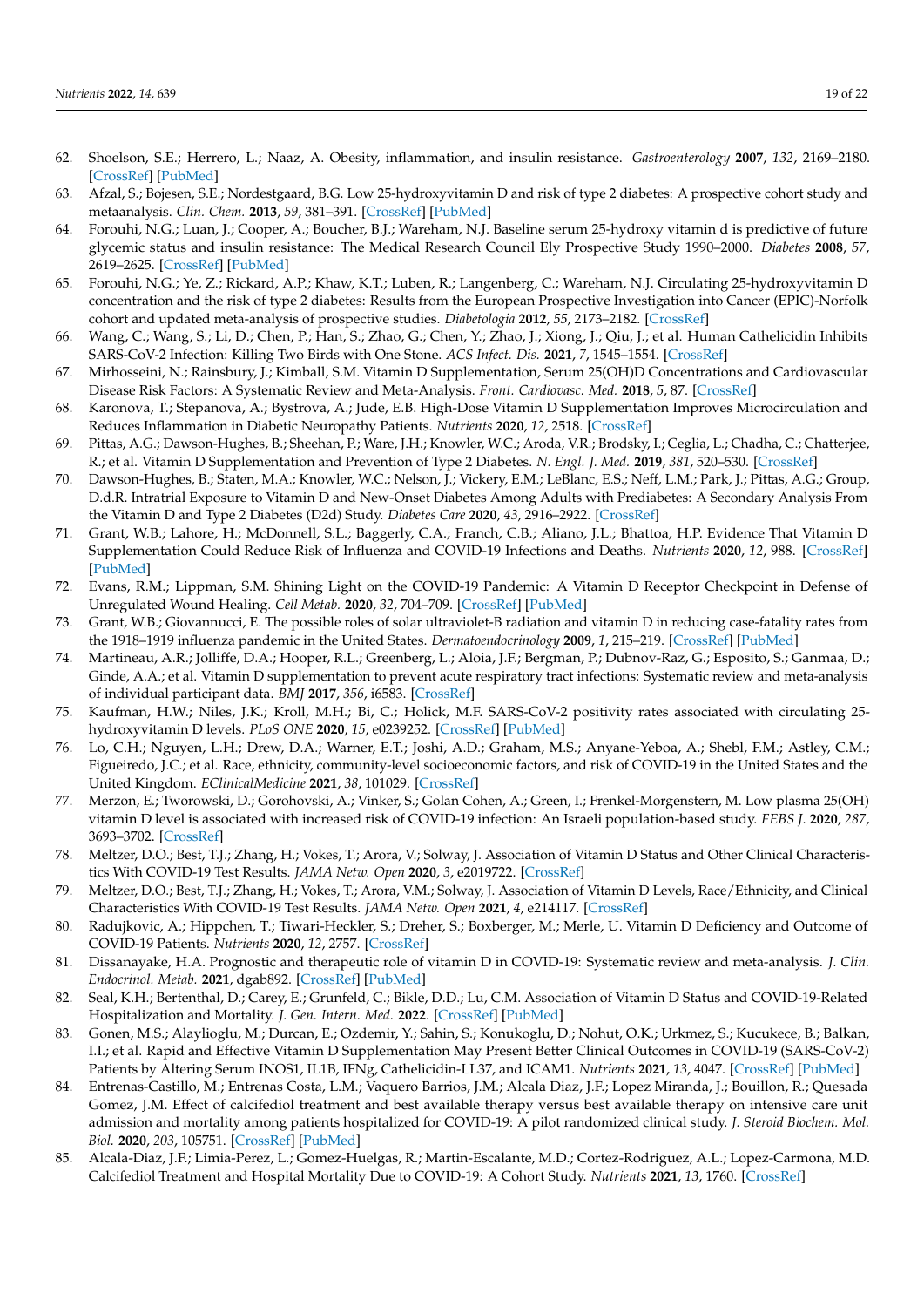62. Shoelson, S.E.; Herrero, L.; Naaz, A. Obesity, inflammation, and insulin resistance. *Gastroenterology* **2007**, *132*, 2169–2180. [CrossRef] [PubMed]
63. Afzal, S.; Bojesen, S.E.; Nordestgaard, B.G. Low 25-hydroxyvitamin D and risk of type 2 diabetes: A prospective cohort study and metaanalysis. *Clin. Chem.* **2013**, *59*, 381–391. [CrossRef] [PubMed]
64. Forouhi, N.G.; Luan, J.; Cooper, A.; Boucher, B.J.; Wareham, N.J. Baseline serum 25-hydroxy vitamin d is predictive of future glycemic status and insulin resistance: The Medical Research Council Ely Prospective Study 1990–2000. *Diabetes* **2008**, *57*, 2619–2625. [CrossRef] [PubMed]
65. Forouhi, N.G.; Ye, Z.; Rickard, A.P.; Khaw, K.T.; Luben, R.; Langenberg, C.; Wareham, N.J. Circulating 25-hydroxyvitamin D concentration and the risk of type 2 diabetes: Results from the European Prospective Investigation into Cancer (EPIC)-Norfolk cohort and updated meta-analysis of prospective studies. *Diabetologia* **2012**, *55*, 2173–2182. [CrossRef]
66. Wang, C.; Wang, S.; Li, D.; Chen, P.; Han, S.; Zhao, G.; Chen, Y.; Zhao, J.; Xiong, J.; Qiu, J.; et al. Human Cathelicidin Inhibits SARS-CoV-2 Infection: Killing Two Birds with One Stone. *ACS Infect. Dis.* **2021**, *7*, 1545–1554. [CrossRef]
67. Mirhosseini, N.; Rainsbury, J.; Kimball, S.M. Vitamin D Supplementation, Serum 25(OH)D Concentrations and Cardiovascular Disease Risk Factors: A Systematic Review and Meta-Analysis. *Front. Cardiovasc. Med.* **2018**, *5*, 87. [CrossRef]
68. Karonova, T.; Stepanova, A.; Bystrova, A.; Jude, E.B. High-Dose Vitamin D Supplementation Improves Microcirculation and Reduces Inflammation in Diabetic Neuropathy Patients. *Nutrients* **2020**, *12*, 2518. [CrossRef]
69. Pittas, A.G.; Dawson-Hughes, B.; Sheehan, P.; Ware, J.H.; Knowler, W.C.; Aroda, V.R.; Brodsky, I.; Ceglia, L.; Chadha, C.; Chatterjee, R.; et al. Vitamin D Supplementation and Prevention of Type 2 Diabetes. *N. Engl. J. Med.* **2019**, *381*, 520–530. [CrossRef]
70. Dawson-Hughes, B.; Staten, M.A.; Knowler, W.C.; Nelson, J.; Vickery, E.M.; LeBlanc, E.S.; Neff, L.M.; Park, J.; Pittas, A.G.; Group, D.d.R. Intratrial Exposure to Vitamin D and New-Onset Diabetes Among Adults with Prediabetes: A Secondary Analysis From the Vitamin D and Type 2 Diabetes (D2d) Study. *Diabetes Care* **2020**, *43*, 2916–2922. [CrossRef]
71. Grant, W.B.; Lahore, H.; McDonnell, S.L.; Baggerly, C.A.; Franch, C.B.; Aliano, J.L.; Bhattoa, H.P. Evidence That Vitamin D Supplementation Could Reduce Risk of Influenza and COVID-19 Infections and Deaths. *Nutrients* **2020**, *12*, 988. [CrossRef] [PubMed]
72. Evans, R.M.; Lippman, S.M. Shining Light on the COVID-19 Pandemic: A Vitamin D Receptor Checkpoint in Defense of Unregulated Wound Healing. *Cell Metab.* **2020**, *32*, 704–709. [CrossRef] [PubMed]
73. Grant, W.B.; Giovannucci, E. The possible roles of solar ultraviolet-B radiation and vitamin D in reducing case-fatality rates from the 1918–1919 influenza pandemic in the United States. *Dermatoendocrinology* **2009**, *1*, 215–219. [CrossRef] [PubMed]
74. Martineau, A.R.; Jolliffe, D.A.; Hooper, R.L.; Greenberg, L.; Aloia, J.F.; Bergman, P.; Dubnov-Raz, G.; Esposito, S.; Ganmaa, D.; Ginde, A.A.; et al. Vitamin D supplementation to prevent acute respiratory tract infections: Systematic review and meta-analysis of individual participant data. *BMJ* **2017**, *356*, i6583. [CrossRef]
75. Kaufman, H.W.; Niles, J.K.; Kroll, M.H.; Bi, C.; Holick, M.F. SARS-CoV-2 positivity rates associated with circulating 25-hydroxyvitamin D levels. *PLoS ONE* **2020**, *15*, e0239252. [CrossRef] [PubMed]
76. Lo, C.H.; Nguyen, L.H.; Drew, D.A.; Warner, E.T.; Joshi, A.D.; Graham, M.S.; Anyane-Yeboa, A.; Shebl, F.M.; Astley, C.M.; Figueiredo, J.C.; et al. Race, ethnicity, community-level socioeconomic factors, and risk of COVID-19 in the United States and the United Kingdom. *EClinicalMedicine* **2021**, *38*, 101029. [CrossRef]
77. Merzon, E.; Tworowski, D.; Gorohovski, A.; Vinker, S.; Golan Cohen, A.; Green, I.; Frenkel-Morgenstern, M. Low plasma 25(OH) vitamin D level is associated with increased risk of COVID-19 infection: An Israeli population-based study. *FEBS J.* **2020**, *287*, 3693–3702. [CrossRef]
78. Meltzer, D.O.; Best, T.J.; Zhang, H.; Vokes, T.; Arora, V.; Solway, J. Association of Vitamin D Status and Other Clinical Characteristics With COVID-19 Test Results. *JAMA Netw. Open* **2020**, *3*, e2019722. [CrossRef]
79. Meltzer, D.O.; Best, T.J.; Zhang, H.; Vokes, T.; Arora, V.M.; Solway, J. Association of Vitamin D Levels, Race/Ethnicity, and Clinical Characteristics With COVID-19 Test Results. *JAMA Netw. Open* **2021**, *4*, e214117. [CrossRef]
80. Radujkovic, A.; Hippchen, T.; Tiwari-Heckler, S.; Dreher, S.; Boxberger, M.; Merle, U. Vitamin D Deficiency and Outcome of COVID-19 Patients. *Nutrients* **2020**, *12*, 2757. [CrossRef]
81. Dissanayake, H.A. Prognostic and therapeutic role of vitamin D in COVID-19: Systematic review and meta-analysis. *J. Clin. Endocrinol. Metab.* **2021**, dgab892. [CrossRef] [PubMed]
82. Seal, K.H.; Bertenthal, D.; Carey, E.; Grunfeld, C.; Bikle, D.D.; Lu, C.M. Association of Vitamin D Status and COVID-19-Related Hospitalization and Mortality. *J. Gen. Intern. Med.* **2022**. [CrossRef] [PubMed]
83. Gonen, M.S.; Alaylioglu, M.; Durcan, E.; Ozdemir, Y.; Sahin, S.; Konukoglu, D.; Nohut, O.K.; Urkmez, S.; Kucukece, B.; Balkan, I.I.; et al. Rapid and Effective Vitamin D Supplementation May Present Better Clinical Outcomes in COVID-19 (SARS-CoV-2) Patients by Altering Serum INOS1, IL1B, IFNg, Cathelicidin-LL37, and ICAM1. *Nutrients* **2021**, *13*, 4047. [CrossRef] [PubMed]
84. Entrenas-Castillo, M.; Entrenas Costa, L.M.; Vaquero Barrios, J.M.; Alcala Diaz, J.F.; Lopez Miranda, J.; Bouillon, R.; Quesada Gomez, J.M. Effect of calcifediol treatment and best available therapy versus best available therapy on intensive care unit admission and mortality among patients hospitalized for COVID-19: A pilot randomized clinical study. *J. Steroid Biochem. Mol. Biol.* **2020**, *203*, 105751. [CrossRef] [PubMed]
85. Alcala-Diaz, J.F.; Limia-Perez, L.; Gomez-Huelgas, R.; Martin-Escalante, M.D.; Cortez-Rodriguez, A.L.; Lopez-Carmona, M.D. Calcifediol Treatment and Hospital Mortality Due to COVID-19: A Cohort Study. *Nutrients* **2021**, *13*, 1760. [CrossRef]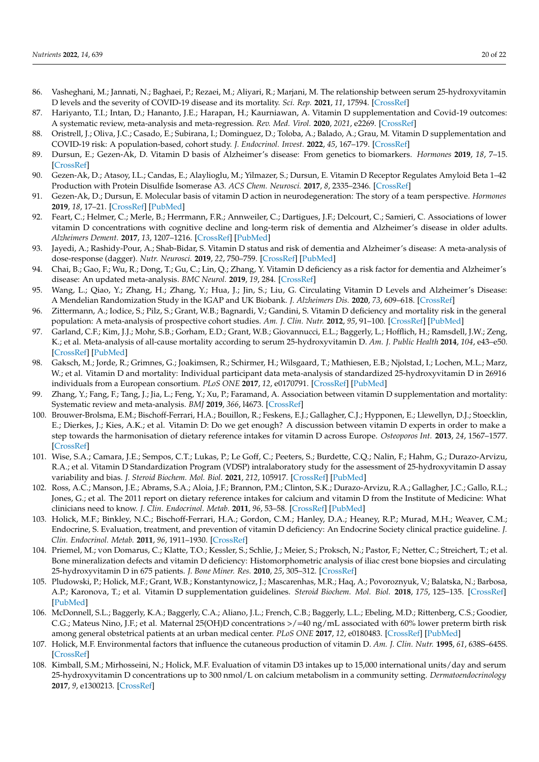86. Vasheghani, M.; Jannati, N.; Baghaei, P.; Rezaei, M.; Aliyari, R.; Marjani, M. The relationship between serum 25-hydroxyvitamin D levels and the severity of COVID-19 disease and its mortality. *Sci. Rep.* **2021**, *11*, 17594. [CrossRef]
87. Hariyanto, T.I.; Intan, D.; Hananto, J.E.; Harapan, H.; Kaurniawan, A. Vitamin D supplementation and Covid-19 outcomes: A systematic review, meta-analysis and meta-regression. *Rev. Med. Virol.* **2020**, *2021*, e2269. [CrossRef]
88. Oristrell, J.; Oliva, J.C.; Casado, E.; Subirana, I.; Dominguez, D.; Toloba, A.; Balado, A.; Grau, M. Vitamin D supplementation and COVID-19 risk: A population-based, cohort study. *J. Endocrinol. Invest.* **2022**, *45*, 167–179. [CrossRef]
89. Dursun, E.; Gezen-Ak, D. Vitamin D basis of Alzheimer's disease: From genetics to biomarkers. *Hormones* **2019**, *18*, 7–15. [CrossRef]
90. Gezen-Ak, D.; Atasoy, I.L.; Candas, E.; Alaylioglu, M.; Yilmazer, S.; Dursun, E. Vitamin D Receptor Regulates Amyloid Beta 1–42 Production with Protein Disulfide Isomerase A3. *ACS Chem. Neurosci.* **2017**, *8*, 2335–2346. [CrossRef]
91. Gezen-Ak, D.; Dursun, E. Molecular basis of vitamin D action in neurodegeneration: The story of a team perspective. *Hormones* **2019**, *18*, 17–21. [CrossRef] [PubMed]
92. Feart, C.; Helmer, C.; Merle, B.; Herrmann, F.R.; Annweiler, C.; Dartigues, J.F.; Delcourt, C.; Samieri, C. Associations of lower vitamin D concentrations with cognitive decline and long-term risk of dementia and Alzheimer's disease in older adults. *Alzheimers Dement.* **2017**, *13*, 1207–1216. [CrossRef] [PubMed]
93. Jayedi, A.; Rashidy-Pour, A.; Shab-Bidar, S. Vitamin D status and risk of dementia and Alzheimer's disease: A meta-analysis of dose-response (dagger). *Nutr. Neurosci.* **2019**, *22*, 750–759. [CrossRef] [PubMed]
94. Chai, B.; Gao, F.; Wu, R.; Dong, T.; Gu, C.; Lin, Q.; Zhang, Y. Vitamin D deficiency as a risk factor for dementia and Alzheimer's disease: An updated meta-analysis. *BMC Neurol.* **2019**, *19*, 284. [CrossRef]
95. Wang, L.; Qiao, Y.; Zhang, H.; Zhang, Y.; Hua, J.; Jin, S.; Liu, G. Circulating Vitamin D Levels and Alzheimer's Disease: A Mendelian Randomization Study in the IGAP and UK Biobank. *J. Alzheimers Dis.* **2020**, *73*, 609–618. [CrossRef]
96. Zittermann, A.; Iodice, S.; Pilz, S.; Grant, W.B.; Bagnardi, V.; Gandini, S. Vitamin D deficiency and mortality risk in the general population: A meta-analysis of prospective cohort studies. *Am. J. Clin. Nutr.* **2012**, *95*, 91–100. [CrossRef] [PubMed]
97. Garland, C.F.; Kim, J.J.; Mohr, S.B.; Gorham, E.D.; Grant, W.B.; Giovannucci, E.L.; Baggerly, L.; Hofflich, H.; Ramsdell, J.W.; Zeng, K.; et al. Meta-analysis of all-cause mortality according to serum 25-hydroxyvitamin D. *Am. J. Public Health* **2014**, *104*, e43–e50. [CrossRef] [PubMed]
98. Gaksch, M.; Jorde, R.; Grimnes, G.; Joakimsen, R.; Schirmer, H.; Wilsgaard, T.; Mathiesen, E.B.; Njolstad, I.; Lochen, M.L.; Marz, W.; et al. Vitamin D and mortality: Individual participant data meta-analysis of standardized 25-hydroxyvitamin D in 26916 individuals from a European consortium. *PLoS ONE* **2017**, *12*, e0170791. [CrossRef] [PubMed]
99. Zhang, Y.; Fang, F.; Tang, J.; Jia, L.; Feng, Y.; Xu, P.; Faramand, A. Association between vitamin D supplementation and mortality: Systematic review and meta-analysis. *BMJ* **2019**, *366*, l4673. [CrossRef]
100. Brouwer-Brolsma, E.M.; Bischoff-Ferrari, H.A.; Bouillon, R.; Feskens, E.J.; Gallagher, C.J.; Hypponen, E.; Llewellyn, D.J.; Stoecklin, E.; Dierkes, J.; Kies, A.K.; et al. Vitamin D: Do we get enough? A discussion between vitamin D experts in order to make a step towards the harmonisation of dietary reference intakes for vitamin D across Europe. *Osteoporos Int.* **2013**, *24*, 1567–1577. [CrossRef]
101. Wise, S.A.; Camara, J.E.; Sempos, C.T.; Lukas, P.; Le Goff, C.; Peeters, S.; Burdette, C.Q.; Nalin, F.; Hahm, G.; Durazo-Arvizu, R.A.; et al. Vitamin D Standardization Program (VDSP) intralaboratory study for the assessment of 25-hydroxyvitamin D assay variability and bias. *J. Steroid Biochem. Mol. Biol.* **2021**, *212*, 105917. [CrossRef] [PubMed]
102. Ross, A.C.; Manson, J.E.; Abrams, S.A.; Aloia, J.F.; Brannon, P.M.; Clinton, S.K.; Durazo-Arvizu, R.A.; Gallagher, J.C.; Gallo, R.L.; Jones, G.; et al. The 2011 report on dietary reference intakes for calcium and vitamin D from the Institute of Medicine: What clinicians need to know. *J. Clin. Endocrinol. Metab.* **2011**, *96*, 53–58. [CrossRef] [PubMed]
103. Holick, M.F.; Binkley, N.C.; Bischoff-Ferrari, H.A.; Gordon, C.M.; Hanley, D.A.; Heaney, R.P.; Murad, M.H.; Weaver, C.M.; Endocrine, S. Evaluation, treatment, and prevention of vitamin D deficiency: An Endocrine Society clinical practice guideline. *J. Clin. Endocrinol. Metab.* **2011**, *96*, 1911–1930. [CrossRef]
104. Priemel, M.; von Domarus, C.; Klatte, T.O.; Kessler, S.; Schlie, J.; Meier, S.; Proksch, N.; Pastor, F.; Netter, C.; Streichert, T.; et al. Bone mineralization defects and vitamin D deficiency: Histomorphometric analysis of iliac crest bone biopsies and circulating 25-hydroxyvitamin D in 675 patients. *J. Bone Miner. Res.* **2010**, *25*, 305–312. [CrossRef]
105. Pludowski, P.; Holick, M.F.; Grant, W.B.; Konstantynowicz, J.; Mascarenhas, M.R.; Haq, A.; Povoroznyuk, V.; Balatska, N.; Barbosa, A.P.; Karonova, T.; et al. Vitamin D supplementation guidelines. *Steroid Biochem. Mol. Biol.* **2018**, *175*, 125–135. [CrossRef] [PubMed]
106. McDonnell, S.L.; Baggerly, K.A.; Baggerly, C.A.; Aliano, J.L.; French, C.B.; Baggerly, L.L.; Ebeling, M.D.; Rittenberg, C.S.; Goodier, C.G.; Mateus Nino, J.F.; et al. Maternal 25(OH)D concentrations >/=40 ng/mL associated with 60% lower preterm birth risk among general obstetrical patients at an urban medical center. *PLoS ONE* **2017**, *12*, e0180483. [CrossRef] [PubMed]
107. Holick, M.F. Environmental factors that influence the cutaneous production of vitamin D. *Am. J. Clin. Nutr.* **1995**, *61*, 638S–645S. [CrossRef]
108. Kimball, S.M.; Mirhosseini, N.; Holick, M.F. Evaluation of vitamin D3 intakes up to 15,000 international units/day and serum 25-hydroxyvitamin D concentrations up to 300 nmol/L on calcium metabolism in a community setting. *Dermatoendocrinology* **2017**, *9*, e1300213. [CrossRef]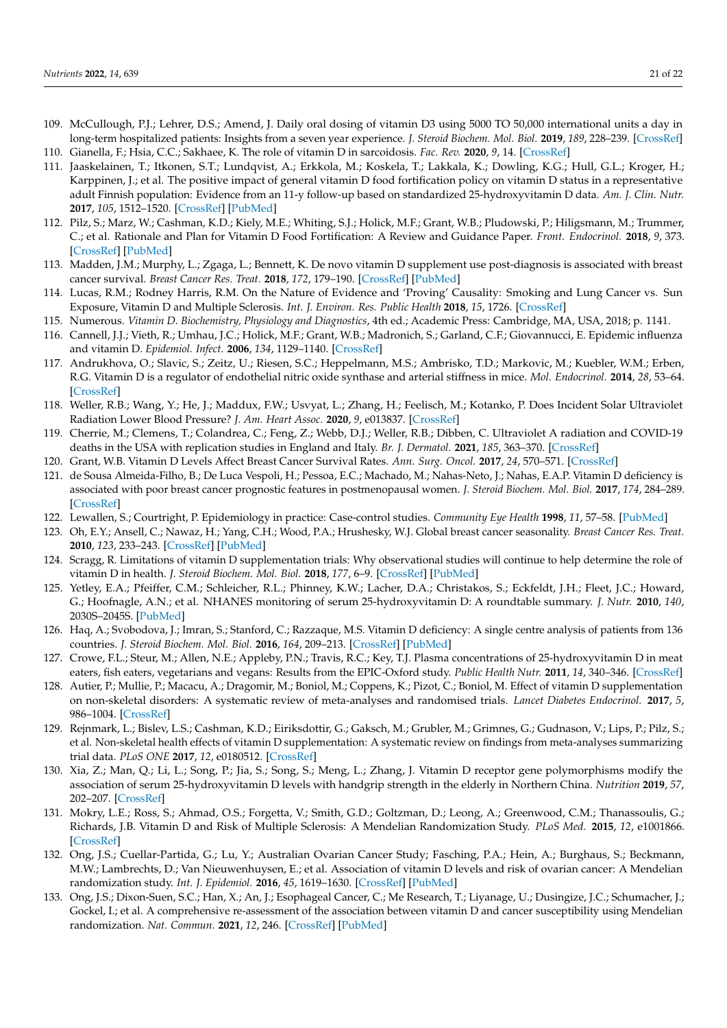109. McCullough, P.J.; Lehrer, D.S.; Amend, J. Daily oral dosing of vitamin D3 using 5000 TO 50,000 international units a day in long-term hospitalized patients: Insights from a seven year experience. *J. Steroid Biochem. Mol. Biol.* **2019**, *189*, 228–239. [CrossRef]
110. Gianella, F.; Hsia, C.C.; Sakhaee, K. The role of vitamin D in sarcoidosis. *Fac. Rev.* **2020**, *9*, 14. [CrossRef]
111. Jaaskelainen, T.; Itkonen, S.T.; Lundqvist, A.; Erkkola, M.; Koskela, T.; Lakkala, K.; Dowling, K.G.; Hull, G.L.; Kroger, H.; Karppinen, J.; et al. The positive impact of general vitamin D food fortification policy on vitamin D status in a representative adult Finnish population: Evidence from an 11-y follow-up based on standardized 25-hydroxyvitamin D data. *Am. J. Clin. Nutr.* **2017**, *105*, 1512–1520. [CrossRef] [PubMed]
112. Pilz, S.; Marz, W.; Cashman, K.D.; Kiely, M.E.; Whiting, S.J.; Holick, M.F.; Grant, W.B.; Pludowski, P.; Hiligsmann, M.; Trummer, C.; et al. Rationale and Plan for Vitamin D Food Fortification: A Review and Guidance Paper. *Front. Endocrinol.* **2018**, *9*, 373. [CrossRef] [PubMed]
113. Madden, J.M.; Murphy, L.; Zgaga, L.; Bennett, K. De novo vitamin D supplement use post-diagnosis is associated with breast cancer survival. *Breast Cancer Res. Treat.* **2018**, *172*, 179–190. [CrossRef] [PubMed]
114. Lucas, R.M.; Rodney Harris, R.M. On the Nature of Evidence and 'Proving' Causality: Smoking and Lung Cancer vs. Sun Exposure, Vitamin D and Multiple Sclerosis. *Int. J. Environ. Res. Public Health* **2018**, *15*, 1726. [CrossRef]
115. Numerous. *Vitamin D. Biochemistry, Physiology and Diagnostics*, 4th ed.; Academic Press: Cambridge, MA, USA, 2018; p. 1141.
116. Cannell, J.J.; Vieth, R.; Umhau, J.C.; Holick, M.F.; Grant, W.B.; Madronich, S.; Garland, C.F.; Giovannucci, E. Epidemic influenza and vitamin D. *Epidemiol. Infect.* **2006**, *134*, 1129–1140. [CrossRef]
117. Andrukhova, O.; Slavic, S.; Zeitz, U.; Riesen, S.C.; Heppelmann, M.S.; Ambrisko, T.D.; Markovic, M.; Kuebler, W.M.; Erben, R.G. Vitamin D is a regulator of endothelial nitric oxide synthase and arterial stiffness in mice. *Mol. Endocrinol.* **2014**, *28*, 53–64. [CrossRef]
118. Weller, R.B.; Wang, Y.; He, J.; Maddux, F.W.; Usvyat, L.; Zhang, H.; Feelisch, M.; Kotanko, P. Does Incident Solar Ultraviolet Radiation Lower Blood Pressure? *J. Am. Heart Assoc.* **2020**, *9*, e013837. [CrossRef]
119. Cherrie, M.; Clemens, T.; Colandrea, C.; Feng, Z.; Webb, D.J.; Weller, R.B.; Dibben, C. Ultraviolet A radiation and COVID-19 deaths in the USA with replication studies in England and Italy. *Br. J. Dermatol.* **2021**, *185*, 363–370. [CrossRef]
120. Grant, W.B. Vitamin D Levels Affect Breast Cancer Survival Rates. *Ann. Surg. Oncol.* **2017**, *24*, 570–571. [CrossRef]
121. de Sousa Almeida-Filho, B.; De Luca Vespoli, H.; Pessoa, E.C.; Machado, M.; Nahas-Neto, J.; Nahas, E.A.P. Vitamin D deficiency is associated with poor breast cancer prognostic features in postmenopausal women. *J. Steroid Biochem. Mol. Biol.* **2017**, *174*, 284–289. [CrossRef]
122. Lewallen, S.; Courtright, P. Epidemiology in practice: Case-control studies. *Community Eye Health* **1998**, *11*, 57–58. [PubMed]
123. Oh, E.Y.; Ansell, C.; Nawaz, H.; Yang, C.H.; Wood, P.A.; Hrushesky, W.J. Global breast cancer seasonality. *Breast Cancer Res. Treat.* **2010**, *123*, 233–243. [CrossRef] [PubMed]
124. Scragg, R. Limitations of vitamin D supplementation trials: Why observational studies will continue to help determine the role of vitamin D in health. *J. Steroid Biochem. Mol. Biol.* **2018**, *177*, 6–9. [CrossRef] [PubMed]
125. Yetley, E.A.; Pfeiffer, C.M.; Schleicher, R.L.; Phinney, K.W.; Lacher, D.A.; Christakos, S.; Eckfeldt, J.H.; Fleet, J.C.; Howard, G.; Hoofnagle, A.N.; et al. NHANES monitoring of serum 25-hydroxyvitamin D: A roundtable summary. *J. Nutr.* **2010**, *140*, 2030S–2045S. [PubMed]
126. Haq, A.; Svobodova, J.; Imran, S.; Stanford, C.; Razzaque, M.S. Vitamin D deficiency: A single centre analysis of patients from 136 countries. *J. Steroid Biochem. Mol. Biol.* **2016**, *164*, 209–213. [CrossRef] [PubMed]
127. Crowe, F.L.; Steur, M.; Allen, N.E.; Appleby, P.N.; Travis, R.C.; Key, T.J. Plasma concentrations of 25-hydroxyvitamin D in meat eaters, fish eaters, vegetarians and vegans: Results from the EPIC-Oxford study. *Public Health Nutr.* **2011**, *14*, 340–346. [CrossRef]
128. Autier, P.; Mullie, P.; Macacu, A.; Dragomir, M.; Boniol, M.; Coppens, K.; Pizot, C.; Boniol, M. Effect of vitamin D supplementation on non-skeletal disorders: A systematic review of meta-analyses and randomised trials. *Lancet Diabetes Endocrinol.* **2017**, *5*, 986–1004. [CrossRef]
129. Rejnmark, L.; Bislev, L.S.; Cashman, K.D.; Eiriksdottir, G.; Gaksch, M.; Grubler, M.; Grimnes, G.; Gudnason, V.; Lips, P.; Pilz, S.; et al. Non-skeletal health effects of vitamin D supplementation: A systematic review on findings from meta-analyses summarizing trial data. *PLoS ONE* **2017**, *12*, e0180512. [CrossRef]
130. Xia, Z.; Man, Q.; Li, L.; Song, P.; Jia, S.; Song, S.; Meng, L.; Zhang, J. Vitamin D receptor gene polymorphisms modify the association of serum 25-hydroxyvitamin D levels with handgrip strength in the elderly in Northern China. *Nutrition* **2019**, *57*, 202–207. [CrossRef]
131. Mokry, L.E.; Ross, S.; Ahmad, O.S.; Forgetta, V.; Smith, G.D.; Goltzman, D.; Leong, A.; Greenwood, C.M.; Thanassoulis, G.; Richards, J.B. Vitamin D and Risk of Multiple Sclerosis: A Mendelian Randomization Study. *PLoS Med.* **2015**, *12*, e1001866. [CrossRef]
132. Ong, J.S.; Cuellar-Partida, G.; Lu, Y.; Australian Ovarian Cancer Study; Fasching, P.A.; Hein, A.; Burghaus, S.; Beckmann, M.W.; Lambrechts, D.; Van Nieuwenhuysen, E.; et al. Association of vitamin D levels and risk of ovarian cancer: A Mendelian randomization study. *Int. J. Epidemiol.* **2016**, *45*, 1619–1630. [CrossRef] [PubMed]
133. Ong, J.S.; Dixon-Suen, S.C.; Han, X.; An, J.; Esophageal Cancer, C.; Me Research, T.; Liyanage, U.; Dusingize, J.C.; Schumacher, J.; Gockel, I.; et al. A comprehensive re-assessment of the association between vitamin D and cancer susceptibility using Mendelian randomization. *Nat. Commun.* **2021**, *12*, 246. [CrossRef] [PubMed]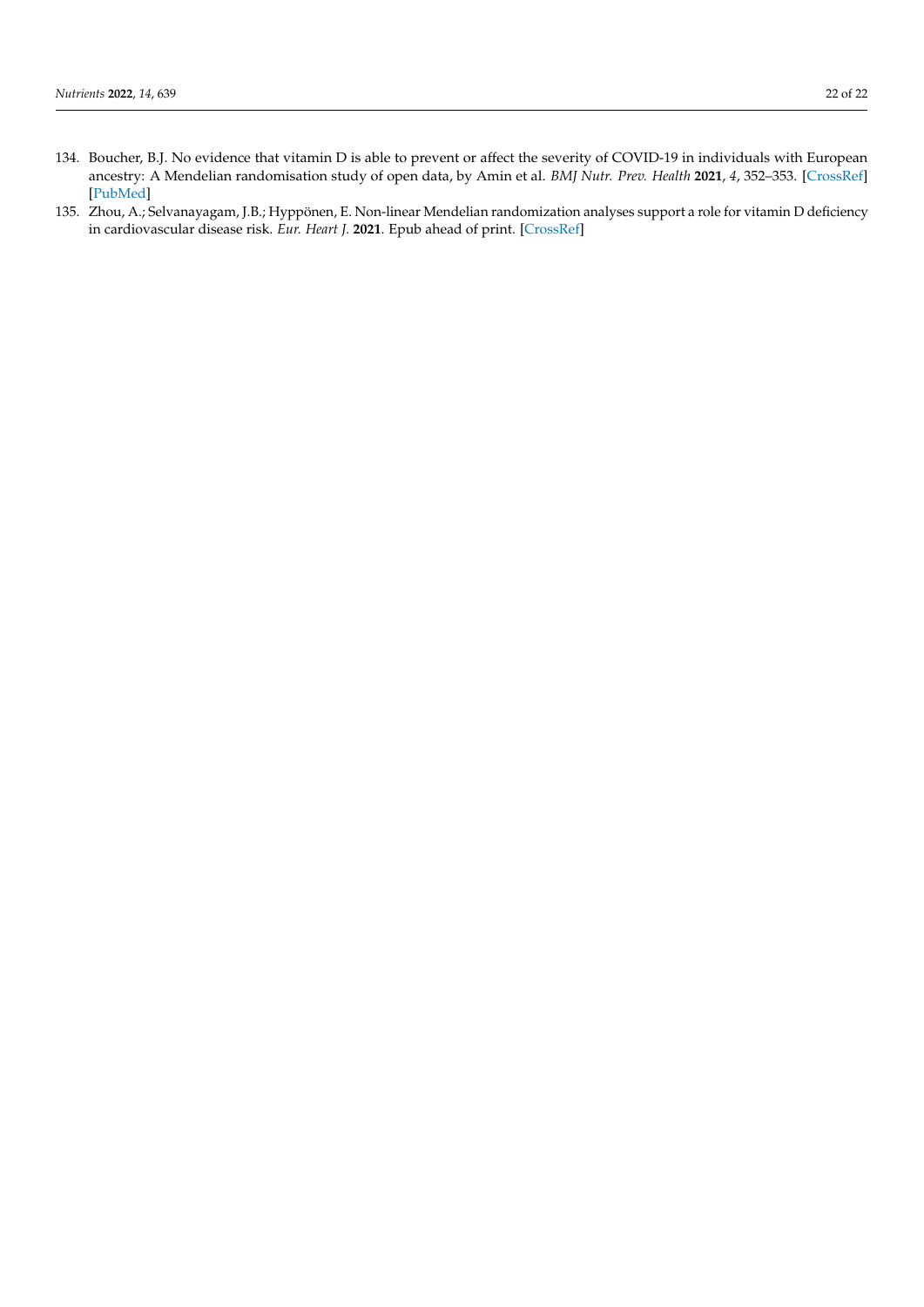134. Boucher, B.J. No evidence that vitamin D is able to prevent or affect the severity of COVID-19 in individuals with European ancestry: A Mendelian randomisation study of open data, by Amin et al. *BMJ Nutr. Prev. Health* **2021**, *4*, 352–353. [CrossRef] [PubMed]
135. Zhou, A.; Selvanayagam, J.B.; Hyppönen, E. Non-linear Mendelian randomization analyses support a role for vitamin D deficiency in cardiovascular disease risk. *Eur. Heart J.* **2021**. Epub ahead of print. [CrossRef]